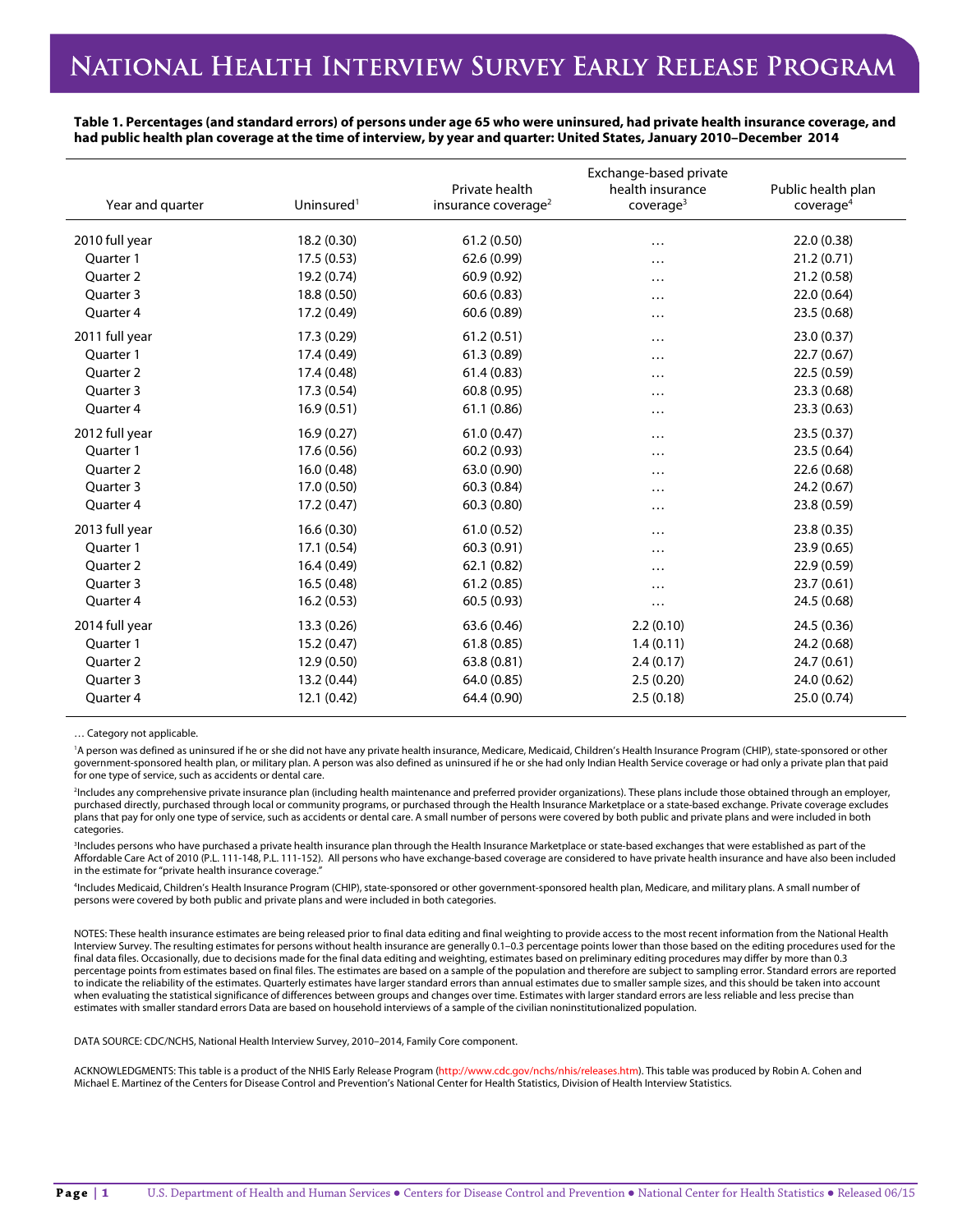# National Health Interview Survey Early Release Program

**Table 1. Percentages (and standard errors) of persons under age 65 who were uninsured, had private health insurance coverage, and had public health plan coverage at the time of interview, by year and quarter: United States, January 2010–December 2014**

| Year and quarter | Uninsured[1] | Private health insurance coverage[2] | Exchange-based private health insurance coverage[3] | Public health plan coverage[4] |
|---|---|---|---|---|
| 2010 full year | 18.2 (0.30) | 61.2 (0.50) | … | 22.0 (0.38) |
| Quarter 1 | 17.5 (0.53) | 62.6 (0.99) | … | 21.2 (0.71) |
| Quarter 2 | 19.2 (0.74) | 60.9 (0.92) | … | 21.2 (0.58) |
| Quarter 3 | 18.8 (0.50) | 60.6 (0.83) | … | 22.0 (0.64) |
| Quarter 4 | 17.2 (0.49) | 60.6 (0.89) | … | 23.5 (0.68) |
| 2011 full year | 17.3 (0.29) | 61.2 (0.51) | … | 23.0 (0.37) |
| Quarter 1 | 17.4 (0.49) | 61.3 (0.89) | … | 22.7 (0.67) |
| Quarter 2 | 17.4 (0.48) | 61.4 (0.83) | … | 22.5 (0.59) |
| Quarter 3 | 17.3 (0.54) | 60.8 (0.95) | … | 23.3 (0.68) |
| Quarter 4 | 16.9 (0.51) | 61.1 (0.86) | … | 23.3 (0.63) |
| 2012 full year | 16.9 (0.27) | 61.0 (0.47) | … | 23.5 (0.37) |
| Quarter 1 | 17.6 (0.56) | 60.2 (0.93) | … | 23.5 (0.64) |
| Quarter 2 | 16.0 (0.48) | 63.0 (0.90) | … | 22.6 (0.68) |
| Quarter 3 | 17.0 (0.50) | 60.3 (0.84) | … | 24.2 (0.67) |
| Quarter 4 | 17.2 (0.47) | 60.3 (0.80) | … | 23.8 (0.59) |
| 2013 full year | 16.6 (0.30) | 61.0 (0.52) | … | 23.8 (0.35) |
| Quarter 1 | 17.1 (0.54) | 60.3 (0.91) | … | 23.9 (0.65) |
| Quarter 2 | 16.4 (0.49) | 62.1 (0.82) | … | 22.9 (0.59) |
| Quarter 3 | 16.5 (0.48) | 61.2 (0.85) | … | 23.7 (0.61) |
| Quarter 4 | 16.2 (0.53) | 60.5 (0.93) | … | 24.5 (0.68) |
| 2014 full year | 13.3 (0.26) | 63.6 (0.46) | 2.2 (0.10) | 24.5 (0.36) |
| Quarter 1 | 15.2 (0.47) | 61.8 (0.85) | 1.4 (0.11) | 24.2 (0.68) |
| Quarter 2 | 12.9 (0.50) | 63.8 (0.81) | 2.4 (0.17) | 24.7 (0.61) |
| Quarter 3 | 13.2 (0.44) | 64.0 (0.85) | 2.5 (0.20) | 24.0 (0.62) |
| Quarter 4 | 12.1 (0.42) | 64.4 (0.90) | 2.5 (0.18) | 25.0 (0.74) |

… Category not applicable.

[1]A person was defined as uninsured if he or she did not have any private health insurance, Medicare, Medicaid, Children's Health Insurance Program (CHIP), state-sponsored or other government-sponsored health plan, or military plan. A person was also defined as uninsured if he or she had only Indian Health Service coverage or had only a private plan that paid for one type of service, such as accidents or dental care.

[2]Includes any comprehensive private insurance plan (including health maintenance and preferred provider organizations). These plans include those obtained through an employer, purchased directly, purchased through local or community programs, or purchased through the Health Insurance Marketplace or a state-based exchange. Private coverage excludes plans that pay for only one type of service, such as accidents or dental care. A small number of persons were covered by both public and private plans and were included in both categories.

[3]Includes persons who have purchased a private health insurance plan through the Health Insurance Marketplace or state-based exchanges that were established as part of the Affordable Care Act of 2010 (P.L. 111-148, P.L. 111-152). All persons who have exchange-based coverage are considered to have private health insurance and have also been included in the estimate for "private health insurance coverage."

[4]Includes Medicaid, Children's Health Insurance Program (CHIP), state-sponsored or other government-sponsored health plan, Medicare, and military plans. A small number of persons were covered by both public and private plans and were included in both categories.

NOTES: These health insurance estimates are being released prior to final data editing and final weighting to provide access to the most recent information from the National Health Interview Survey. The resulting estimates for persons without health insurance are generally 0.1–0.3 percentage points lower than those based on the editing procedures used for the final data files. Occasionally, due to decisions made for the final data editing and weighting, estimates based on preliminary editing procedures may differ by more than 0.3 percentage points from estimates based on final files. The estimates are based on a sample of the population and therefore are subject to sampling error. Standard errors are reported to indicate the reliability of the estimates. Quarterly estimates have larger standard errors than annual estimates due to smaller sample sizes, and this should be taken into account when evaluating the statistical significance of differences between groups and changes over time. Estimates with larger standard errors are less reliable and less precise than estimates with smaller standard errors Data are based on household interviews of a sample of the civilian noninstitutionalized population.

DATA SOURCE: CDC/NCHS, National Health Interview Survey, 2010–2014, Family Core component.

ACKNOWLEDGMENTS: This table is a product of the NHIS Early Release Program (http://www.cdc.gov/nchs/nhis/releases.htm). This table was produced by Robin A. Cohen and Michael E. Martinez of the Centers for Disease Control and Prevention's National Center for Health Statistics, Division of Health Interview Statistics.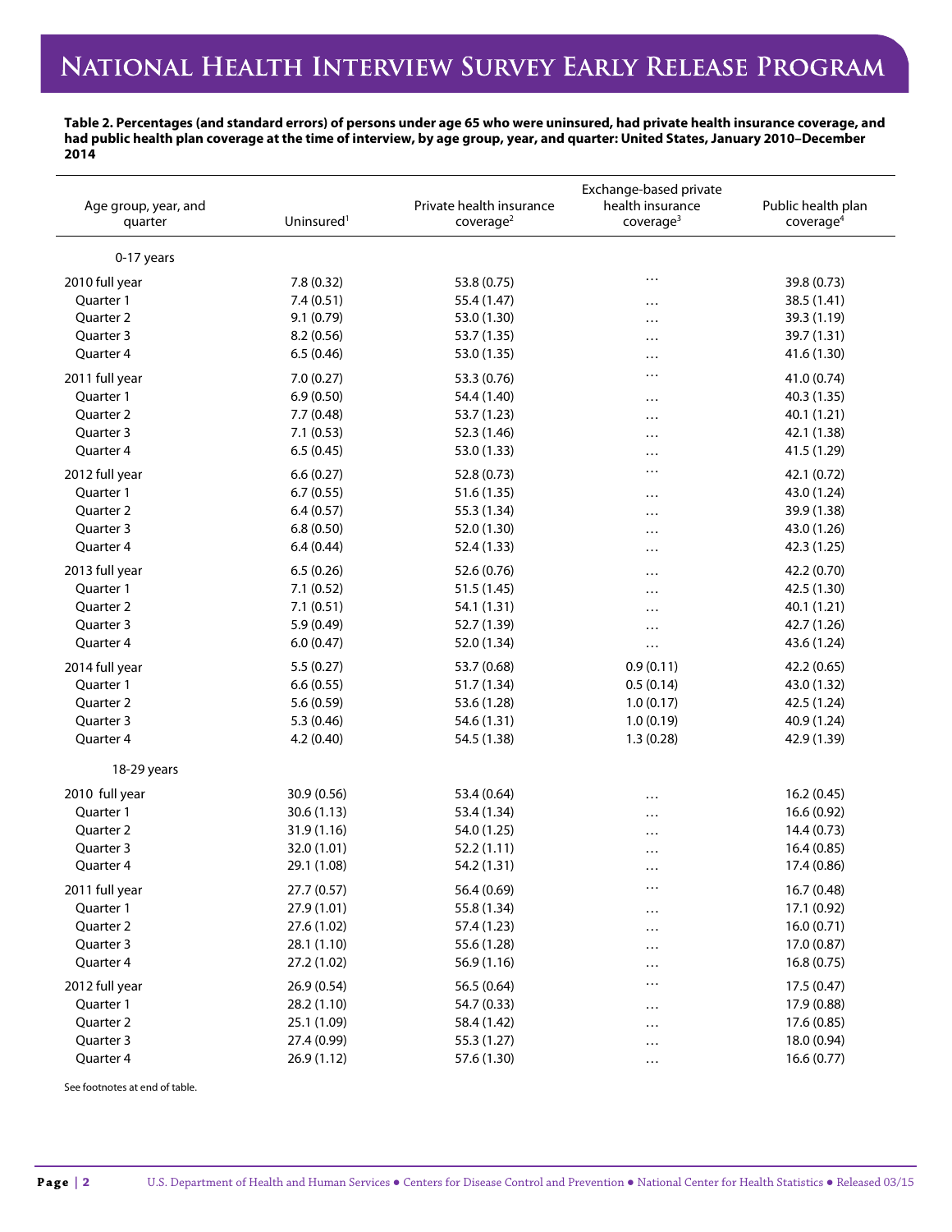**Table 2. Percentages (and standard errors) of persons under age 65 who were uninsured, had private health insurance coverage, and had public health plan coverage at the time of interview, by age group, year, and quarter: United States, January 2010–December 2014**

| Age group, year, and quarter | Uninsured[1] | Private health insurance coverage[2] | Exchange-based private health insurance coverage[3] | Public health plan coverage[4] |
|---|---|---|---|---|
| 0-17 years | | | | |
| 2010 full year | 7.8 (0.32) | 53.8 (0.75) | … | 39.8 (0.73) |
| Quarter 1 | 7.4 (0.51) | 55.4 (1.47) | … | 38.5 (1.41) |
| Quarter 2 | 9.1 (0.79) | 53.0 (1.30) | … | 39.3 (1.19) |
| Quarter 3 | 8.2 (0.56) | 53.7 (1.35) | … | 39.7 (1.31) |
| Quarter 4 | 6.5 (0.46) | 53.0 (1.35) | … | 41.6 (1.30) |
| 2011 full year | 7.0 (0.27) | 53.3 (0.76) | … | 41.0 (0.74) |
| Quarter 1 | 6.9 (0.50) | 54.4 (1.40) | … | 40.3 (1.35) |
| Quarter 2 | 7.7 (0.48) | 53.7 (1.23) | … | 40.1 (1.21) |
| Quarter 3 | 7.1 (0.53) | 52.3 (1.46) | … | 42.1 (1.38) |
| Quarter 4 | 6.5 (0.45) | 53.0 (1.33) | … | 41.5 (1.29) |
| 2012 full year | 6.6 (0.27) | 52.8 (0.73) | … | 42.1 (0.72) |
| Quarter 1 | 6.7 (0.55) | 51.6 (1.35) | … | 43.0 (1.24) |
| Quarter 2 | 6.4 (0.57) | 55.3 (1.34) | … | 39.9 (1.38) |
| Quarter 3 | 6.8 (0.50) | 52.0 (1.30) | … | 43.0 (1.26) |
| Quarter 4 | 6.4 (0.44) | 52.4 (1.33) | … | 42.3 (1.25) |
| 2013 full year | 6.5 (0.26) | 52.6 (0.76) | … | 42.2 (0.70) |
| Quarter 1 | 7.1 (0.52) | 51.5 (1.45) | … | 42.5 (1.30) |
| Quarter 2 | 7.1 (0.51) | 54.1 (1.31) | … | 40.1 (1.21) |
| Quarter 3 | 5.9 (0.49) | 52.7 (1.39) | … | 42.7 (1.26) |
| Quarter 4 | 6.0 (0.47) | 52.0 (1.34) | … | 43.6 (1.24) |
| 2014 full year | 5.5 (0.27) | 53.7 (0.68) | 0.9 (0.11) | 42.2 (0.65) |
| Quarter 1 | 6.6 (0.55) | 51.7 (1.34) | 0.5 (0.14) | 43.0 (1.32) |
| Quarter 2 | 5.6 (0.59) | 53.6 (1.28) | 1.0 (0.17) | 42.5 (1.24) |
| Quarter 3 | 5.3 (0.46) | 54.6 (1.31) | 1.0 (0.19) | 40.9 (1.24) |
| Quarter 4 | 4.2 (0.40) | 54.5 (1.38) | 1.3 (0.28) | 42.9 (1.39) |
| 18-29 years | | | | |
| 2010 full year | 30.9 (0.56) | 53.4 (0.64) | … | 16.2 (0.45) |
| Quarter 1 | 30.6 (1.13) | 53.4 (1.34) | … | 16.6 (0.92) |
| Quarter 2 | 31.9 (1.16) | 54.0 (1.25) | … | 14.4 (0.73) |
| Quarter 3 | 32.0 (1.01) | 52.2 (1.11) | … | 16.4 (0.85) |
| Quarter 4 | 29.1 (1.08) | 54.2 (1.31) | … | 17.4 (0.86) |
| 2011 full year | 27.7 (0.57) | 56.4 (0.69) | … | 16.7 (0.48) |
| Quarter 1 | 27.9 (1.01) | 55.8 (1.34) | … | 17.1 (0.92) |
| Quarter 2 | 27.6 (1.02) | 57.4 (1.23) | … | 16.0 (0.71) |
| Quarter 3 | 28.1 (1.10) | 55.6 (1.28) | … | 17.0 (0.87) |
| Quarter 4 | 27.2 (1.02) | 56.9 (1.16) | … | 16.8 (0.75) |
| 2012 full year | 26.9 (0.54) | 56.5 (0.64) | … | 17.5 (0.47) |
| Quarter 1 | 28.2 (1.10) | 54.7 (0.33) | … | 17.9 (0.88) |
| Quarter 2 | 25.1 (1.09) | 58.4 (1.42) | … | 17.6 (0.85) |
| Quarter 3 | 27.4 (0.99) | 55.3 (1.27) | … | 18.0 (0.94) |
| Quarter 4 | 26.9 (1.12) | 57.6 (1.30) | … | 16.6 (0.77) |

See footnotes at end of table.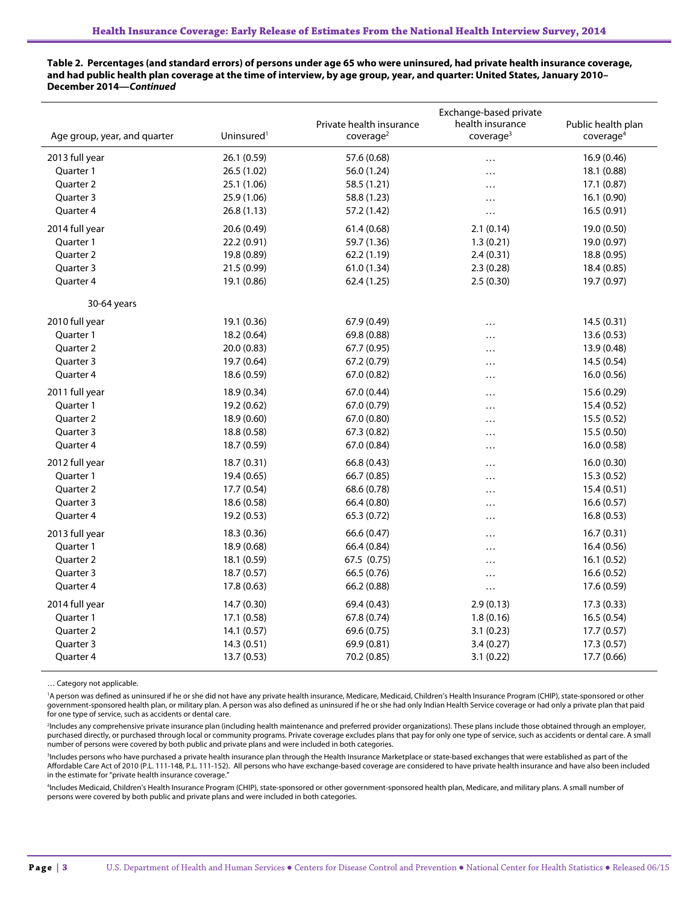**Table 2. Percentages (and standard errors) of persons under age 65 who were uninsured, had private health insurance coverage, and had public health plan coverage at the time of interview, by age group, year, and quarter: United States, January 2010–December 2014—*Continued***

| Age group, year, and quarter | Uninsured[1] | Private health insurance coverage[2] | Exchange-based private health insurance coverage[3] | Public health plan coverage[4] |
|---|---|---|---|---|
| 2013 full year | 26.1 (0.59) | 57.6 (0.68) | … | 16.9 (0.46) |
| Quarter 1 | 26.5 (1.02) | 56.0 (1.24) | … | 18.1 (0.88) |
| Quarter 2 | 25.1 (1.06) | 58.5 (1.21) | … | 17.1 (0.87) |
| Quarter 3 | 25.9 (1.06) | 58.8 (1.23) | … | 16.1 (0.90) |
| Quarter 4 | 26.8 (1.13) | 57.2 (1.42) | … | 16.5 (0.91) |
| 2014 full year | 20.6 (0.49) | 61.4 (0.68) | 2.1 (0.14) | 19.0 (0.50) |
| Quarter 1 | 22.2 (0.91) | 59.7 (1.36) | 1.3 (0.21) | 19.0 (0.97) |
| Quarter 2 | 19.8 (0.89) | 62.2 (1.19) | 2.4 (0.31) | 18.8 (0.95) |
| Quarter 3 | 21.5 (0.99) | 61.0 (1.34) | 2.3 (0.28) | 18.4 (0.85) |
| Quarter 4 | 19.1 (0.86) | 62.4 (1.25) | 2.5 (0.30) | 19.7 (0.97) |
| 30-64 years | | | | |
| 2010 full year | 19.1 (0.36) | 67.9 (0.49) | … | 14.5 (0.31) |
| Quarter 1 | 18.2 (0.64) | 69.8 (0.88) | … | 13.6 (0.53) |
| Quarter 2 | 20.0 (0.83) | 67.7 (0.95) | … | 13.9 (0.48) |
| Quarter 3 | 19.7 (0.64) | 67.2 (0.79) | … | 14.5 (0.54) |
| Quarter 4 | 18.6 (0.59) | 67.0 (0.82) | … | 16.0 (0.56) |
| 2011 full year | 18.9 (0.34) | 67.0 (0.44) | … | 15.6 (0.29) |
| Quarter 1 | 19.2 (0.62) | 67.0 (0.79) | … | 15.4 (0.52) |
| Quarter 2 | 18.9 (0.60) | 67.0 (0.80) | … | 15.5 (0.52) |
| Quarter 3 | 18.8 (0.58) | 67.3 (0.82) | … | 15.5 (0.50) |
| Quarter 4 | 18.7 (0.59) | 67.0 (0.84) | … | 16.0 (0.58) |
| 2012 full year | 18.7 (0.31) | 66.8 (0.43) | … | 16.0 (0.30) |
| Quarter 1 | 19.4 (0.65) | 66.7 (0.85) | … | 15.3 (0.52) |
| Quarter 2 | 17.7 (0.54) | 68.6 (0.78) | … | 15.4 (0.51) |
| Quarter 3 | 18.6 (0.58) | 66.4 (0.80) | … | 16.6 (0.57) |
| Quarter 4 | 19.2 (0.53) | 65.3 (0.72) | … | 16.8 (0.53) |
| 2013 full year | 18.3 (0.36) | 66.6 (0.47) | … | 16.7 (0.31) |
| Quarter 1 | 18.9 (0.68) | 66.4 (0.84) | … | 16.4 (0.56) |
| Quarter 2 | 18.1 (0.59) | 67.5 (0.75) | … | 16.1 (0.52) |
| Quarter 3 | 18.7 (0.57) | 66.5 (0.76) | … | 16.6 (0.52) |
| Quarter 4 | 17.8 (0.63) | 66.2 (0.88) | … | 17.6 (0.59) |
| 2014 full year | 14.7 (0.30) | 69.4 (0.43) | 2.9 (0.13) | 17.3 (0.33) |
| Quarter 1 | 17.1 (0.58) | 67.8 (0.74) | 1.8 (0.16) | 16.5 (0.54) |
| Quarter 2 | 14.1 (0.57) | 69.6 (0.75) | 3.1 (0.23) | 17.7 (0.57) |
| Quarter 3 | 14.3 (0.51) | 69.9 (0.81) | 3.4 (0.27) | 17.3 (0.57) |
| Quarter 4 | 13.7 (0.53) | 70.2 (0.85) | 3.1 (0.22) | 17.7 (0.66) |

… Category not applicable.

[1]A person was defined as uninsured if he or she did not have any private health insurance, Medicare, Medicaid, Children's Health Insurance Program (CHIP), state-sponsored or other government-sponsored health plan, or military plan. A person was also defined as uninsured if he or she had only Indian Health Service coverage or had only a private plan that paid for one type of service, such as accidents or dental care.

[2]Includes any comprehensive private insurance plan (including health maintenance and preferred provider organizations). These plans include those obtained through an employer, purchased directly, or purchased through local or community programs. Private coverage excludes plans that pay for only one type of service, such as accidents or dental care. A small number of persons were covered by both public and private plans and were included in both categories.

[3]Includes persons who have purchased a private health insurance plan through the Health Insurance Marketplace or state-based exchanges that were established as part of the Affordable Care Act of 2010 (P.L. 111-148, P.L. 111-152). All persons who have exchange-based coverage are considered to have private health insurance and have also been included in the estimate for "private health insurance coverage."

[4]Includes Medicaid, Children's Health Insurance Program (CHIP), state-sponsored or other government-sponsored health plan, Medicare, and military plans. A small number of persons were covered by both public and private plans and were included in both categories.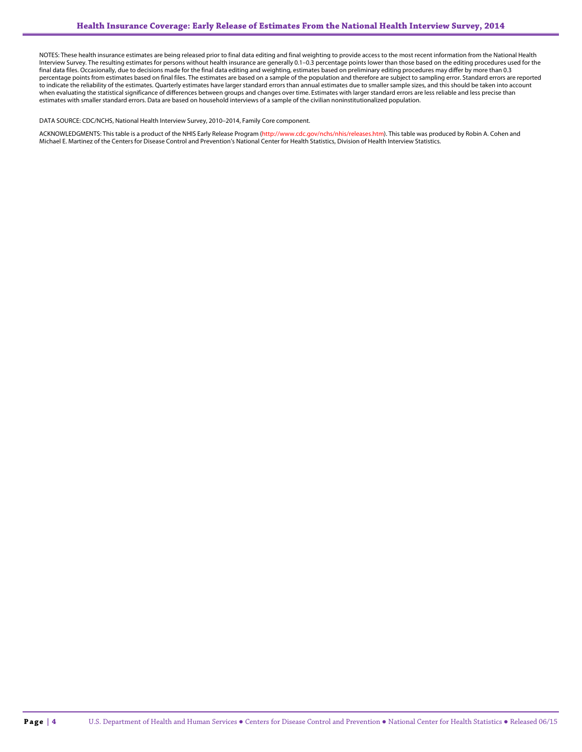NOTES: These health insurance estimates are being released prior to final data editing and final weighting to provide access to the most recent information from the National Health Interview Survey. The resulting estimates for persons without health insurance are generally 0.1–0.3 percentage points lower than those based on the editing procedures used for the final data files. Occasionally, due to decisions made for the final data editing and weighting, estimates based on preliminary editing procedures may differ by more than 0.3 percentage points from estimates based on final files. The estimates are based on a sample of the population and therefore are subject to sampling error. Standard errors are reported to indicate the reliability of the estimates. Quarterly estimates have larger standard errors than annual estimates due to smaller sample sizes, and this should be taken into account when evaluating the statistical significance of differences between groups and changes over time. Estimates with larger standard errors are less reliable and less precise than estimates with smaller standard errors. Data are based on household interviews of a sample of the civilian noninstitutionalized population.

DATA SOURCE: CDC/NCHS, National Health Interview Survey, 2010–2014, Family Core component.

ACKNOWLEDGMENTS: This table is a product of the NHIS Early Release Program (http://www.cdc.gov/nchs/nhis/releases.htm). This table was produced by Robin A. Cohen and Michael E. Martinez of the Centers for Disease Control and Prevention's National Center for Health Statistics, Division of Health Interview Statistics.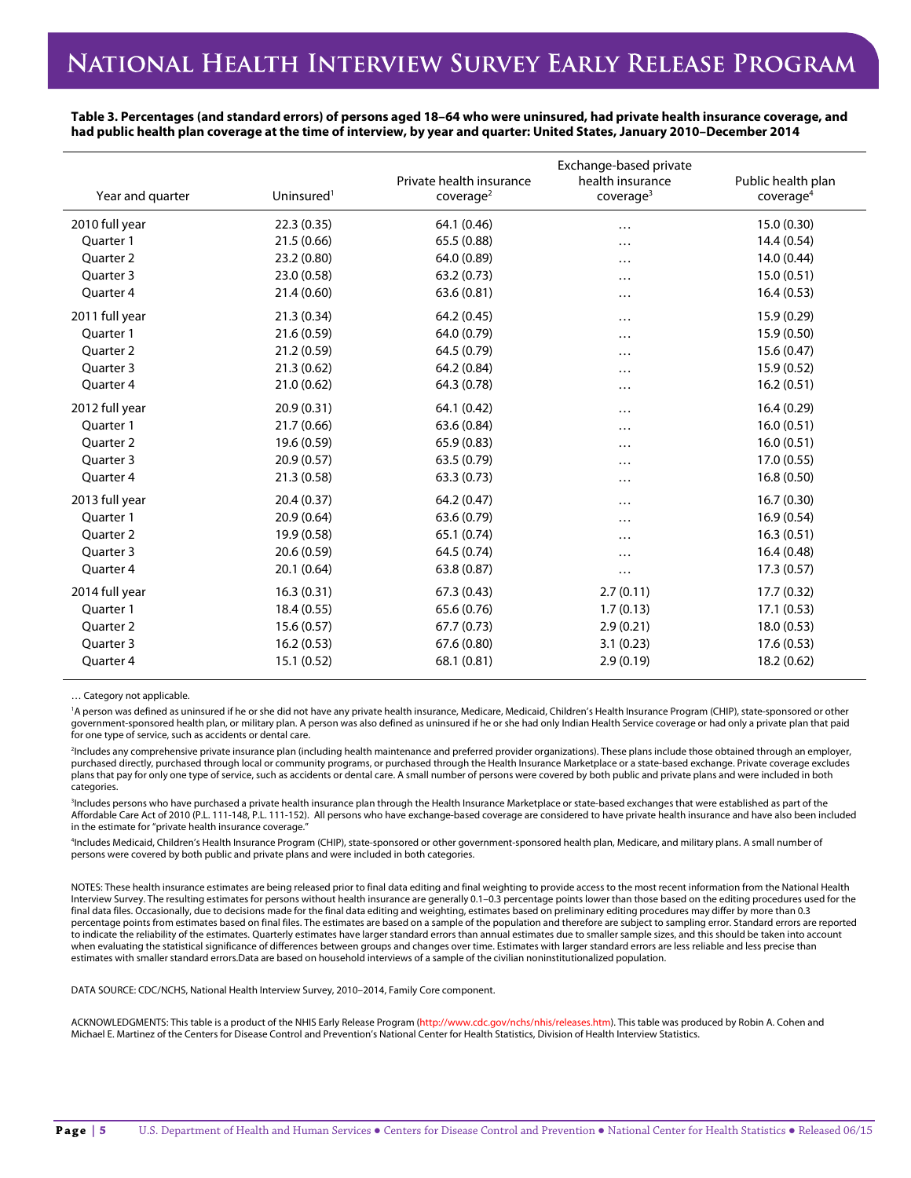# National Health Interview Survey Early Release Program

**Table 3. Percentages (and standard errors) of persons aged 18–64 who were uninsured, had private health insurance coverage, and had public health plan coverage at the time of interview, by year and quarter: United States, January 2010–December 2014**

| Year and quarter | Uninsured[1] | Private health insurance coverage[2] | Exchange-based private health insurance coverage[3] | Public health plan coverage[4] |
|---|---|---|---|---|
| 2010 full year | 22.3 (0.35) | 64.1 (0.46) | … | 15.0 (0.30) |
| Quarter 1 | 21.5 (0.66) | 65.5 (0.88) | … | 14.4 (0.54) |
| Quarter 2 | 23.2 (0.80) | 64.0 (0.89) | … | 14.0 (0.44) |
| Quarter 3 | 23.0 (0.58) | 63.2 (0.73) | … | 15.0 (0.51) |
| Quarter 4 | 21.4 (0.60) | 63.6 (0.81) | … | 16.4 (0.53) |
| 2011 full year | 21.3 (0.34) | 64.2 (0.45) | … | 15.9 (0.29) |
| Quarter 1 | 21.6 (0.59) | 64.0 (0.79) | … | 15.9 (0.50) |
| Quarter 2 | 21.2 (0.59) | 64.5 (0.79) | … | 15.6 (0.47) |
| Quarter 3 | 21.3 (0.62) | 64.2 (0.84) | … | 15.9 (0.52) |
| Quarter 4 | 21.0 (0.62) | 64.3 (0.78) | … | 16.2 (0.51) |
| 2012 full year | 20.9 (0.31) | 64.1 (0.42) | … | 16.4 (0.29) |
| Quarter 1 | 21.7 (0.66) | 63.6 (0.84) | … | 16.0 (0.51) |
| Quarter 2 | 19.6 (0.59) | 65.9 (0.83) | … | 16.0 (0.51) |
| Quarter 3 | 20.9 (0.57) | 63.5 (0.79) | … | 17.0 (0.55) |
| Quarter 4 | 21.3 (0.58) | 63.3 (0.73) | … | 16.8 (0.50) |
| 2013 full year | 20.4 (0.37) | 64.2 (0.47) | … | 16.7 (0.30) |
| Quarter 1 | 20.9 (0.64) | 63.6 (0.79) | … | 16.9 (0.54) |
| Quarter 2 | 19.9 (0.58) | 65.1 (0.74) | … | 16.3 (0.51) |
| Quarter 3 | 20.6 (0.59) | 64.5 (0.74) | … | 16.4 (0.48) |
| Quarter 4 | 20.1 (0.64) | 63.8 (0.87) | … | 17.3 (0.57) |
| 2014 full year | 16.3 (0.31) | 67.3 (0.43) | 2.7 (0.11) | 17.7 (0.32) |
| Quarter 1 | 18.4 (0.55) | 65.6 (0.76) | 1.7 (0.13) | 17.1 (0.53) |
| Quarter 2 | 15.6 (0.57) | 67.7 (0.73) | 2.9 (0.21) | 18.0 (0.53) |
| Quarter 3 | 16.2 (0.53) | 67.6 (0.80) | 3.1 (0.23) | 17.6 (0.53) |
| Quarter 4 | 15.1 (0.52) | 68.1 (0.81) | 2.9 (0.19) | 18.2 (0.62) |

… Category not applicable.

[1]A person was defined as uninsured if he or she did not have any private health insurance, Medicare, Medicaid, Children's Health Insurance Program (CHIP), state-sponsored or other government-sponsored health plan, or military plan. A person was also defined as uninsured if he or she had only Indian Health Service coverage or had only a private plan that paid for one type of service, such as accidents or dental care.

[2]Includes any comprehensive private insurance plan (including health maintenance and preferred provider organizations). These plans include those obtained through an employer, purchased directly, purchased through local or community programs, or purchased through the Health Insurance Marketplace or a state-based exchange. Private coverage excludes plans that pay for only one type of service, such as accidents or dental care. A small number of persons were covered by both public and private plans and were included in both categories.

[3]Includes persons who have purchased a private health insurance plan through the Health Insurance Marketplace or state-based exchanges that were established as part of the Affordable Care Act of 2010 (P.L. 111-148, P.L. 111-152). All persons who have exchange-based coverage are considered to have private health insurance and have also been included in the estimate for "private health insurance coverage."

[4]Includes Medicaid, Children's Health Insurance Program (CHIP), state-sponsored or other government-sponsored health plan, Medicare, and military plans. A small number of persons were covered by both public and private plans and were included in both categories.

NOTES: These health insurance estimates are being released prior to final data editing and final weighting to provide access to the most recent information from the National Health Interview Survey. The resulting estimates for persons without health insurance are generally 0.1–0.3 percentage points lower than those based on the editing procedures used for the final data files. Occasionally, due to decisions made for the final data editing and weighting, estimates based on preliminary editing procedures may differ by more than 0.3 percentage points from estimates based on final files. The estimates are based on a sample of the population and therefore are subject to sampling error. Standard errors are reported to indicate the reliability of the estimates. Quarterly estimates have larger standard errors than annual estimates due to smaller sample sizes, and this should be taken into account when evaluating the statistical significance of differences between groups and changes over time. Estimates with larger standard errors are less reliable and less precise than estimates with smaller standard errors.Data are based on household interviews of a sample of the civilian noninstitutionalized population.

DATA SOURCE: CDC/NCHS, National Health Interview Survey, 2010–2014, Family Core component.

ACKNOWLEDGMENTS: This table is a product of the NHIS Early Release Program (http://www.cdc.gov/nchs/nhis/releases.htm). This table was produced by Robin A. Cohen and Michael E. Martinez of the Centers for Disease Control and Prevention's National Center for Health Statistics, Division of Health Interview Statistics.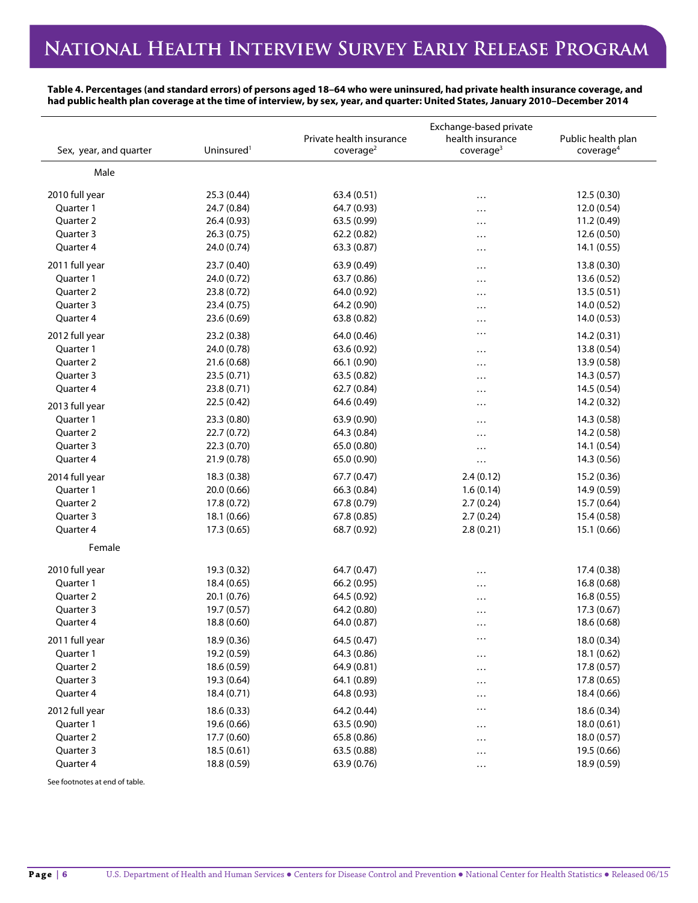**Table 4. Percentages (and standard errors) of persons aged 18–64 who were uninsured, had private health insurance coverage, and had public health plan coverage at the time of interview, by sex, year, and quarter: United States, January 2010–December 2014**

| Sex, year, and quarter | Uninsured[1] | Private health insurance coverage[2] | Exchange-based private health insurance coverage[3] | Public health plan coverage[4] |
|---|---|---|---|---|
| Male | | | | |
| 2010 full year | 25.3 (0.44) | 63.4 (0.51) | … | 12.5 (0.30) |
| Quarter 1 | 24.7 (0.84) | 64.7 (0.93) | … | 12.0 (0.54) |
| Quarter 2 | 26.4 (0.93) | 63.5 (0.99) | … | 11.2 (0.49) |
| Quarter 3 | 26.3 (0.75) | 62.2 (0.82) | … | 12.6 (0.50) |
| Quarter 4 | 24.0 (0.74) | 63.3 (0.87) | … | 14.1 (0.55) |
| 2011 full year | 23.7 (0.40) | 63.9 (0.49) | … | 13.8 (0.30) |
| Quarter 1 | 24.0 (0.72) | 63.7 (0.86) | … | 13.6 (0.52) |
| Quarter 2 | 23.8 (0.72) | 64.0 (0.92) | … | 13.5 (0.51) |
| Quarter 3 | 23.4 (0.75) | 64.2 (0.90) | … | 14.0 (0.52) |
| Quarter 4 | 23.6 (0.69) | 63.8 (0.82) | … | 14.0 (0.53) |
| 2012 full year | 23.2 (0.38) | 64.0 (0.46) | … | 14.2 (0.31) |
| Quarter 1 | 24.0 (0.78) | 63.6 (0.92) | … | 13.8 (0.54) |
| Quarter 2 | 21.6 (0.68) | 66.1 (0.90) | … | 13.9 (0.58) |
| Quarter 3 | 23.5 (0.71) | 63.5 (0.82) | … | 14.3 (0.57) |
| Quarter 4 | 23.8 (0.71) | 62.7 (0.84) | … | 14.5 (0.54) |
| 2013 full year | 22.5 (0.42) | 64.6 (0.49) | … | 14.2 (0.32) |
| Quarter 1 | 23.3 (0.80) | 63.9 (0.90) | … | 14.3 (0.58) |
| Quarter 2 | 22.7 (0.72) | 64.3 (0.84) | … | 14.2 (0.58) |
| Quarter 3 | 22.3 (0.70) | 65.0 (0.80) | … | 14.1 (0.54) |
| Quarter 4 | 21.9 (0.78) | 65.0 (0.90) | … | 14.3 (0.56) |
| 2014 full year | 18.3 (0.38) | 67.7 (0.47) | 2.4 (0.12) | 15.2 (0.36) |
| Quarter 1 | 20.0 (0.66) | 66.3 (0.84) | 1.6 (0.14) | 14.9 (0.59) |
| Quarter 2 | 17.8 (0.72) | 67.8 (0.79) | 2.7 (0.24) | 15.7 (0.64) |
| Quarter 3 | 18.1 (0.66) | 67.8 (0.85) | 2.7 (0.24) | 15.4 (0.58) |
| Quarter 4 | 17.3 (0.65) | 68.7 (0.92) | 2.8 (0.21) | 15.1 (0.66) |
| Female | | | | |
| 2010 full year | 19.3 (0.32) | 64.7 (0.47) | … | 17.4 (0.38) |
| Quarter 1 | 18.4 (0.65) | 66.2 (0.95) | … | 16.8 (0.68) |
| Quarter 2 | 20.1 (0.76) | 64.5 (0.92) | … | 16.8 (0.55) |
| Quarter 3 | 19.7 (0.57) | 64.2 (0.80) | … | 17.3 (0.67) |
| Quarter 4 | 18.8 (0.60) | 64.0 (0.87) | … | 18.6 (0.68) |
| 2011 full year | 18.9 (0.36) | 64.5 (0.47) | … | 18.0 (0.34) |
| Quarter 1 | 19.2 (0.59) | 64.3 (0.86) | … | 18.1 (0.62) |
| Quarter 2 | 18.6 (0.59) | 64.9 (0.81) | … | 17.8 (0.57) |
| Quarter 3 | 19.3 (0.64) | 64.1 (0.89) | … | 17.8 (0.65) |
| Quarter 4 | 18.4 (0.71) | 64.8 (0.93) | … | 18.4 (0.66) |
| 2012 full year | 18.6 (0.33) | 64.2 (0.44) | … | 18.6 (0.34) |
| Quarter 1 | 19.6 (0.66) | 63.5 (0.90) | … | 18.0 (0.61) |
| Quarter 2 | 17.7 (0.60) | 65.8 (0.86) | … | 18.0 (0.57) |
| Quarter 3 | 18.5 (0.61) | 63.5 (0.88) | … | 19.5 (0.66) |
| Quarter 4 | 18.8 (0.59) | 63.9 (0.76) | … | 18.9 (0.59) |

See footnotes at end of table.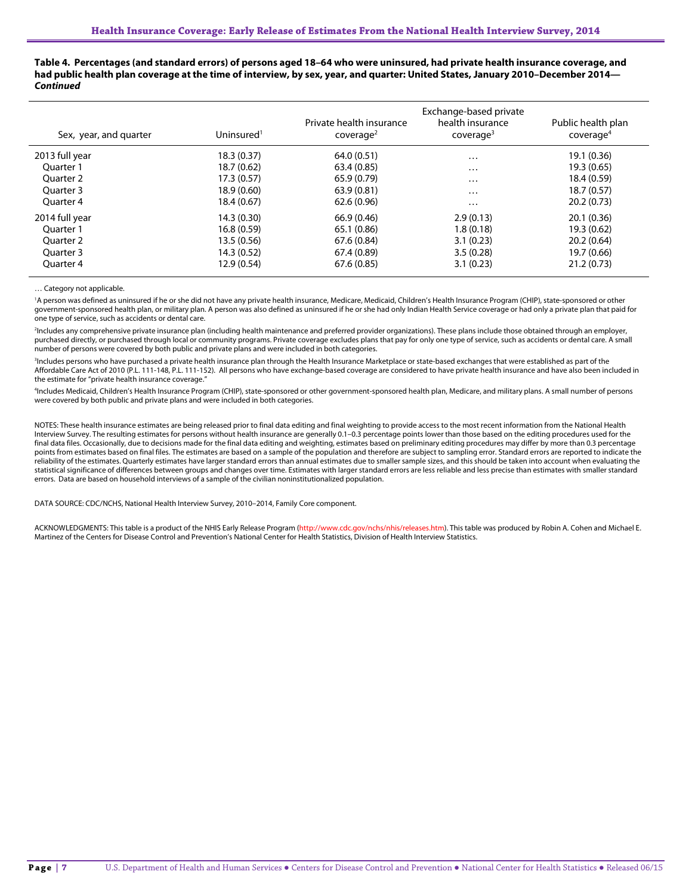**Table 4. Percentages (and standard errors) of persons aged 18–64 who were uninsured, had private health insurance coverage, and had public health plan coverage at the time of interview, by sex, year, and quarter: United States, January 2010–December 2014—*Continued***

| Sex, year, and quarter | Uninsured[1] | Private health insurance coverage[2] | Exchange-based private health insurance coverage[3] | Public health plan coverage[4] |
|---|---|---|---|---|
| 2013 full year | 18.3 (0.37) | 64.0 (0.51) | … | 19.1 (0.36) |
| Quarter 1 | 18.7 (0.62) | 63.4 (0.85) | … | 19.3 (0.65) |
| Quarter 2 | 17.3 (0.57) | 65.9 (0.79) | … | 18.4 (0.59) |
| Quarter 3 | 18.9 (0.60) | 63.9 (0.81) | … | 18.7 (0.57) |
| Quarter 4 | 18.4 (0.67) | 62.6 (0.96) | … | 20.2 (0.73) |
| 2014 full year | 14.3 (0.30) | 66.9 (0.46) | 2.9 (0.13) | 20.1 (0.36) |
| Quarter 1 | 16.8 (0.59) | 65.1 (0.86) | 1.8 (0.18) | 19.3 (0.62) |
| Quarter 2 | 13.5 (0.56) | 67.6 (0.84) | 3.1 (0.23) | 20.2 (0.64) |
| Quarter 3 | 14.3 (0.52) | 67.4 (0.89) | 3.5 (0.28) | 19.7 (0.66) |
| Quarter 4 | 12.9 (0.54) | 67.6 (0.85) | 3.1 (0.23) | 21.2 (0.73) |

… Category not applicable.

[1]A person was defined as uninsured if he or she did not have any private health insurance, Medicare, Medicaid, Children's Health Insurance Program (CHIP), state-sponsored or other government-sponsored health plan, or military plan. A person was also defined as uninsured if he or she had only Indian Health Service coverage or had only a private plan that paid for one type of service, such as accidents or dental care.

[2]Includes any comprehensive private insurance plan (including health maintenance and preferred provider organizations). These plans include those obtained through an employer, purchased directly, or purchased through local or community programs. Private coverage excludes plans that pay for only one type of service, such as accidents or dental care. A small number of persons were covered by both public and private plans and were included in both categories.

[3]Includes persons who have purchased a private health insurance plan through the Health Insurance Marketplace or state-based exchanges that were established as part of the Affordable Care Act of 2010 (P.L. 111-148, P.L. 111-152). All persons who have exchange-based coverage are considered to have private health insurance and have also been included in the estimate for "private health insurance coverage."

[4]Includes Medicaid, Children's Health Insurance Program (CHIP), state-sponsored or other government-sponsored health plan, Medicare, and military plans. A small number of persons were covered by both public and private plans and were included in both categories.

NOTES: These health insurance estimates are being released prior to final data editing and final weighting to provide access to the most recent information from the National Health Interview Survey. The resulting estimates for persons without health insurance are generally 0.1–0.3 percentage points lower than those based on the editing procedures used for the final data files. Occasionally, due to decisions made for the final data editing and weighting, estimates based on preliminary editing procedures may differ by more than 0.3 percentage points from estimates based on final files. The estimates are based on a sample of the population and therefore are subject to sampling error. Standard errors are reported to indicate the reliability of the estimates. Quarterly estimates have larger standard errors than annual estimates due to smaller sample sizes, and this should be taken into account when evaluating the statistical significance of differences between groups and changes over time. Estimates with larger standard errors are less reliable and less precise than estimates with smaller standard errors. Data are based on household interviews of a sample of the civilian noninstitutionalized population.

DATA SOURCE: CDC/NCHS, National Health Interview Survey, 2010–2014, Family Core component.

ACKNOWLEDGMENTS: This table is a product of the NHIS Early Release Program (http://www.cdc.gov/nchs/nhis/releases.htm). This table was produced by Robin A. Cohen and Michael E. Martinez of the Centers for Disease Control and Prevention's National Center for Health Statistics, Division of Health Interview Statistics.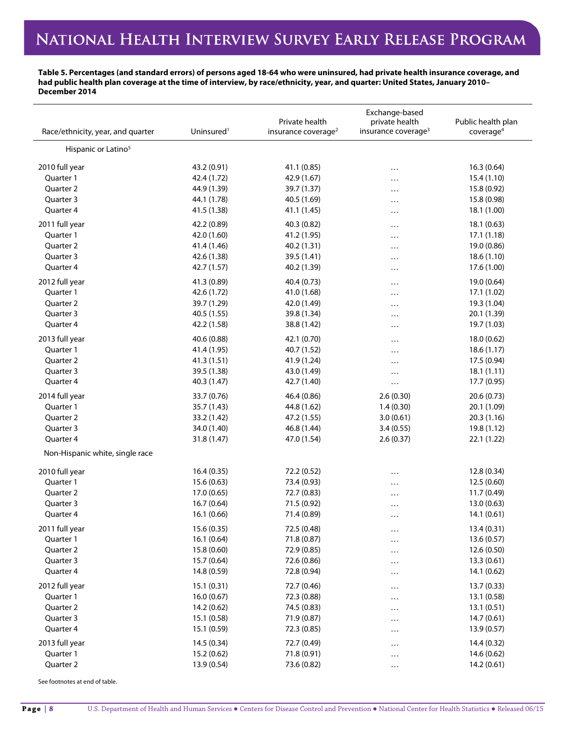**Table 5. Percentages (and standard errors) of persons aged 18-64 who were uninsured, had private health insurance coverage, and had public health plan coverage at the time of interview, by race/ethnicity, year, and quarter: United States, January 2010–December 2014**

| Race/ethnicity, year, and quarter | Uninsured[1] | Private health insurance coverage[2] | Exchange-based private health insurance coverage[3] | Public health plan coverage[4] |
|---|---|---|---|---|
| Hispanic or Latino[5] | | | | |
| 2010 full year | 43.2 (0.91) | 41.1 (0.85) | … | 16.3 (0.64) |
| Quarter 1 | 42.4 (1.72) | 42.9 (1.67) | … | 15.4 (1.10) |
| Quarter 2 | 44.9 (1.39) | 39.7 (1.37) | … | 15.8 (0.92) |
| Quarter 3 | 44.1 (1.78) | 40.5 (1.69) | … | 15.8 (0.98) |
| Quarter 4 | 41.5 (1.38) | 41.1 (1.45) | … | 18.1 (1.00) |
| 2011 full year | 42.2 (0.89) | 40.3 (0.82) | … | 18.1 (0.63) |
| Quarter 1 | 42.0 (1.60) | 41.2 (1.95) | … | 17.1 (1.18) |
| Quarter 2 | 41.4 (1.46) | 40.2 (1.31) | … | 19.0 (0.86) |
| Quarter 3 | 42.6 (1.38) | 39.5 (1.41) | … | 18.6 (1.10) |
| Quarter 4 | 42.7 (1.57) | 40.2 (1.39) | … | 17.6 (1.00) |
| 2012 full year | 41.3 (0.89) | 40.4 (0.73) | … | 19.0 (0.64) |
| Quarter 1 | 42.6 (1.72) | 41.0 (1.68) | … | 17.1 (1.02) |
| Quarter 2 | 39.7 (1.29) | 42.0 (1.49) | … | 19.3 (1.04) |
| Quarter 3 | 40.5 (1.55) | 39.8 (1.34) | … | 20.1 (1.39) |
| Quarter 4 | 42.2 (1.58) | 38.8 (1.42) | … | 19.7 (1.03) |
| 2013 full year | 40.6 (0.88) | 42.1 (0.70) | … | 18.0 (0.62) |
| Quarter 1 | 41.4 (1.95) | 40.7 (1.52) | … | 18.6 (1.17) |
| Quarter 2 | 41.3 (1.51) | 41.9 (1.24) | … | 17.5 (0.94) |
| Quarter 3 | 39.5 (1.38) | 43.0 (1.49) | … | 18.1 (1.11) |
| Quarter 4 | 40.3 (1.47) | 42.7 (1.40) | … | 17.7 (0.95) |
| 2014 full year | 33.7 (0.76) | 46.4 (0.86) | 2.6 (0.30) | 20.6 (0.73) |
| Quarter 1 | 35.7 (1.43) | 44.8 (1.62) | 1.4 (0.30) | 20.1 (1.09) |
| Quarter 2 | 33.2 (1.42) | 47.2 (1.55) | 3.0 (0.61) | 20.3 (1.16) |
| Quarter 3 | 34.0 (1.40) | 46.8 (1.44) | 3.4 (0.55) | 19.8 (1.12) |
| Quarter 4 | 31.8 (1.47) | 47.0 (1.54) | 2.6 (0.37) | 22.1 (1.22) |
| Non-Hispanic white, single race | | | | |
| 2010 full year | 16.4 (0.35) | 72.2 (0.52) | … | 12.8 (0.34) |
| Quarter 1 | 15.6 (0.63) | 73.4 (0.93) | … | 12.5 (0.60) |
| Quarter 2 | 17.0 (0.65) | 72.7 (0.83) | … | 11.7 (0.49) |
| Quarter 3 | 16.7 (0.64) | 71.5 (0.92) | … | 13.0 (0.63) |
| Quarter 4 | 16.1 (0.66) | 71.4 (0.89) | … | 14.1 (0.61) |
| 2011 full year | 15.6 (0.35) | 72.5 (0.48) | … | 13.4 (0.31) |
| Quarter 1 | 16.1 (0.64) | 71.8 (0.87) | … | 13.6 (0.57) |
| Quarter 2 | 15.8 (0.60) | 72.9 (0.85) | … | 12.6 (0.50) |
| Quarter 3 | 15.7 (0.64) | 72.6 (0.86) | … | 13.3 (0.61) |
| Quarter 4 | 14.8 (0.59) | 72.8 (0.94) | … | 14.1 (0.62) |
| 2012 full year | 15.1 (0.31) | 72.7 (0.46) | … | 13.7 (0.33) |
| Quarter 1 | 16.0 (0.67) | 72.3 (0.88) | … | 13.1 (0.58) |
| Quarter 2 | 14.2 (0.62) | 74.5 (0.83) | … | 13.1 (0.51) |
| Quarter 3 | 15.1 (0.58) | 71.9 (0.87) | … | 14.7 (0.61) |
| Quarter 4 | 15.1 (0.59) | 72.3 (0.85) | … | 13.9 (0.57) |
| 2013 full year | 14.5 (0.34) | 72.7 (0.49) | … | 14.4 (0.32) |
| Quarter 1 | 15.2 (0.62) | 71.8 (0.91) | … | 14.6 (0.62) |
| Quarter 2 | 13.9 (0.54) | 73.6 (0.82) | … | 14.2 (0.61) |

See footnotes at end of table.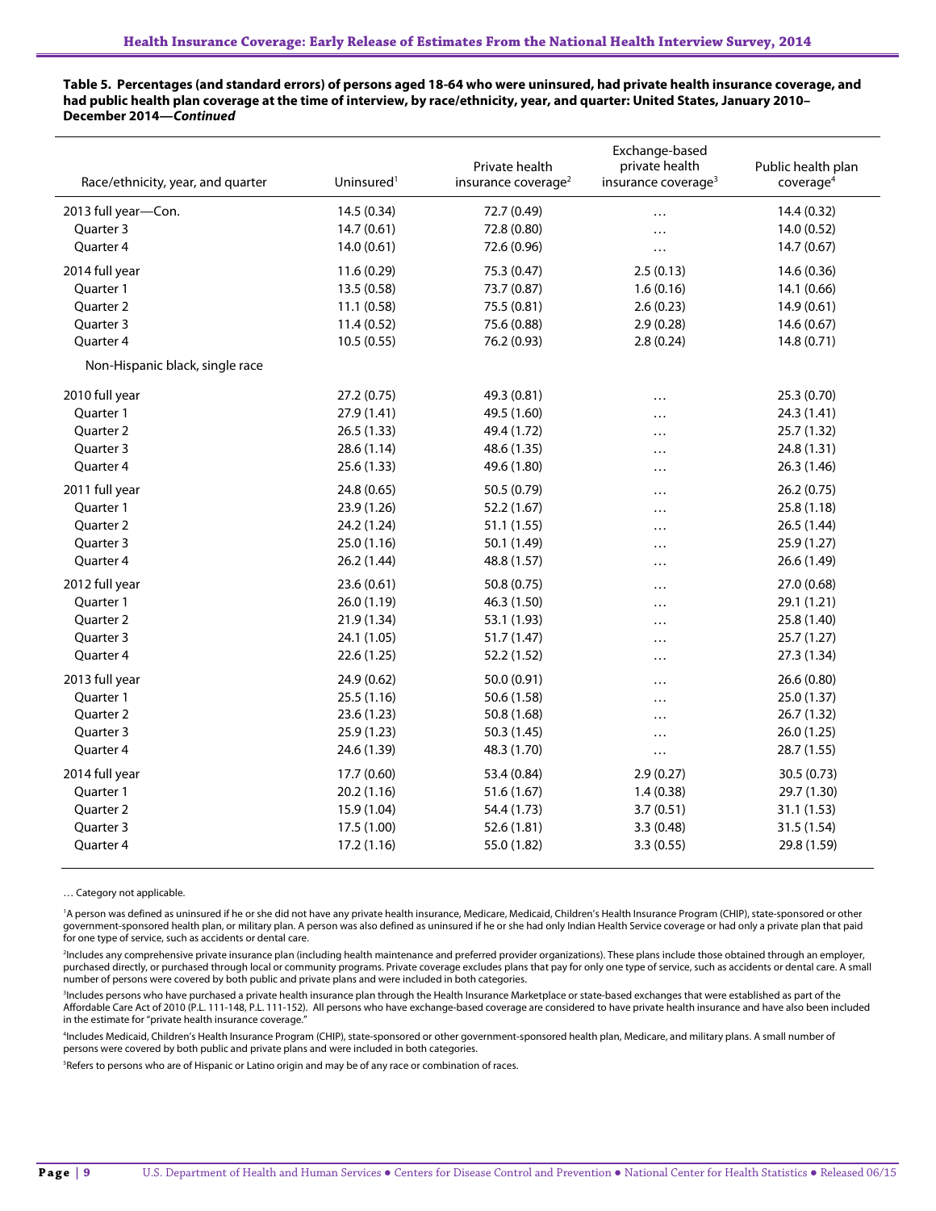**Table 5. Percentages (and standard errors) of persons aged 18-64 who were uninsured, had private health insurance coverage, and had public health plan coverage at the time of interview, by race/ethnicity, year, and quarter: United States, January 2010–December 2014—*Continued***

| Race/ethnicity, year, and quarter | Uninsured[1] | Private health insurance coverage[2] | Exchange-based private health insurance coverage[3] | Public health plan coverage[4] |
|---|---|---|---|---|
| 2013 full year—Con. | 14.5 (0.34) | 72.7 (0.49) | … | 14.4 (0.32) |
| Quarter 3 | 14.7 (0.61) | 72.8 (0.80) | … | 14.0 (0.52) |
| Quarter 4 | 14.0 (0.61) | 72.6 (0.96) | … | 14.7 (0.67) |
| 2014 full year | 11.6 (0.29) | 75.3 (0.47) | 2.5 (0.13) | 14.6 (0.36) |
| Quarter 1 | 13.5 (0.58) | 73.7 (0.87) | 1.6 (0.16) | 14.1 (0.66) |
| Quarter 2 | 11.1 (0.58) | 75.5 (0.81) | 2.6 (0.23) | 14.9 (0.61) |
| Quarter 3 | 11.4 (0.52) | 75.6 (0.88) | 2.9 (0.28) | 14.6 (0.67) |
| Quarter 4 | 10.5 (0.55) | 76.2 (0.93) | 2.8 (0.24) | 14.8 (0.71) |
| Non-Hispanic black, single race | | | | |
| 2010 full year | 27.2 (0.75) | 49.3 (0.81) | … | 25.3 (0.70) |
| Quarter 1 | 27.9 (1.41) | 49.5 (1.60) | … | 24.3 (1.41) |
| Quarter 2 | 26.5 (1.33) | 49.4 (1.72) | … | 25.7 (1.32) |
| Quarter 3 | 28.6 (1.14) | 48.6 (1.35) | … | 24.8 (1.31) |
| Quarter 4 | 25.6 (1.33) | 49.6 (1.80) | … | 26.3 (1.46) |
| 2011 full year | 24.8 (0.65) | 50.5 (0.79) | … | 26.2 (0.75) |
| Quarter 1 | 23.9 (1.26) | 52.2 (1.67) | … | 25.8 (1.18) |
| Quarter 2 | 24.2 (1.24) | 51.1 (1.55) | … | 26.5 (1.44) |
| Quarter 3 | 25.0 (1.16) | 50.1 (1.49) | … | 25.9 (1.27) |
| Quarter 4 | 26.2 (1.44) | 48.8 (1.57) | … | 26.6 (1.49) |
| 2012 full year | 23.6 (0.61) | 50.8 (0.75) | … | 27.0 (0.68) |
| Quarter 1 | 26.0 (1.19) | 46.3 (1.50) | … | 29.1 (1.21) |
| Quarter 2 | 21.9 (1.34) | 53.1 (1.93) | … | 25.8 (1.40) |
| Quarter 3 | 24.1 (1.05) | 51.7 (1.47) | … | 25.7 (1.27) |
| Quarter 4 | 22.6 (1.25) | 52.2 (1.52) | … | 27.3 (1.34) |
| 2013 full year | 24.9 (0.62) | 50.0 (0.91) | … | 26.6 (0.80) |
| Quarter 1 | 25.5 (1.16) | 50.6 (1.58) | … | 25.0 (1.37) |
| Quarter 2 | 23.6 (1.23) | 50.8 (1.68) | … | 26.7 (1.32) |
| Quarter 3 | 25.9 (1.23) | 50.3 (1.45) | … | 26.0 (1.25) |
| Quarter 4 | 24.6 (1.39) | 48.3 (1.70) | … | 28.7 (1.55) |
| 2014 full year | 17.7 (0.60) | 53.4 (0.84) | 2.9 (0.27) | 30.5 (0.73) |
| Quarter 1 | 20.2 (1.16) | 51.6 (1.67) | 1.4 (0.38) | 29.7 (1.30) |
| Quarter 2 | 15.9 (1.04) | 54.4 (1.73) | 3.7 (0.51) | 31.1 (1.53) |
| Quarter 3 | 17.5 (1.00) | 52.6 (1.81) | 3.3 (0.48) | 31.5 (1.54) |
| Quarter 4 | 17.2 (1.16) | 55.0 (1.82) | 3.3 (0.55) | 29.8 (1.59) |

… Category not applicable.

[1]A person was defined as uninsured if he or she did not have any private health insurance, Medicare, Medicaid, Children's Health Insurance Program (CHIP), state-sponsored or other government-sponsored health plan, or military plan. A person was also defined as uninsured if he or she had only Indian Health Service coverage or had only a private plan that paid for one type of service, such as accidents or dental care.

[2]Includes any comprehensive private insurance plan (including health maintenance and preferred provider organizations). These plans include those obtained through an employer, purchased directly, or purchased through local or community programs. Private coverage excludes plans that pay for only one type of service, such as accidents or dental care. A small number of persons were covered by both public and private plans and were included in both categories.

[3]Includes persons who have purchased a private health insurance plan through the Health Insurance Marketplace or state-based exchanges that were established as part of the Affordable Care Act of 2010 (P.L. 111-148, P.L. 111-152). All persons who have exchange-based coverage are considered to have private health insurance and have also been included in the estimate for "private health insurance coverage."

[4]Includes Medicaid, Children's Health Insurance Program (CHIP), state-sponsored or other government-sponsored health plan, Medicare, and military plans. A small number of persons were covered by both public and private plans and were included in both categories.

[5]Refers to persons who are of Hispanic or Latino origin and may be of any race or combination of races.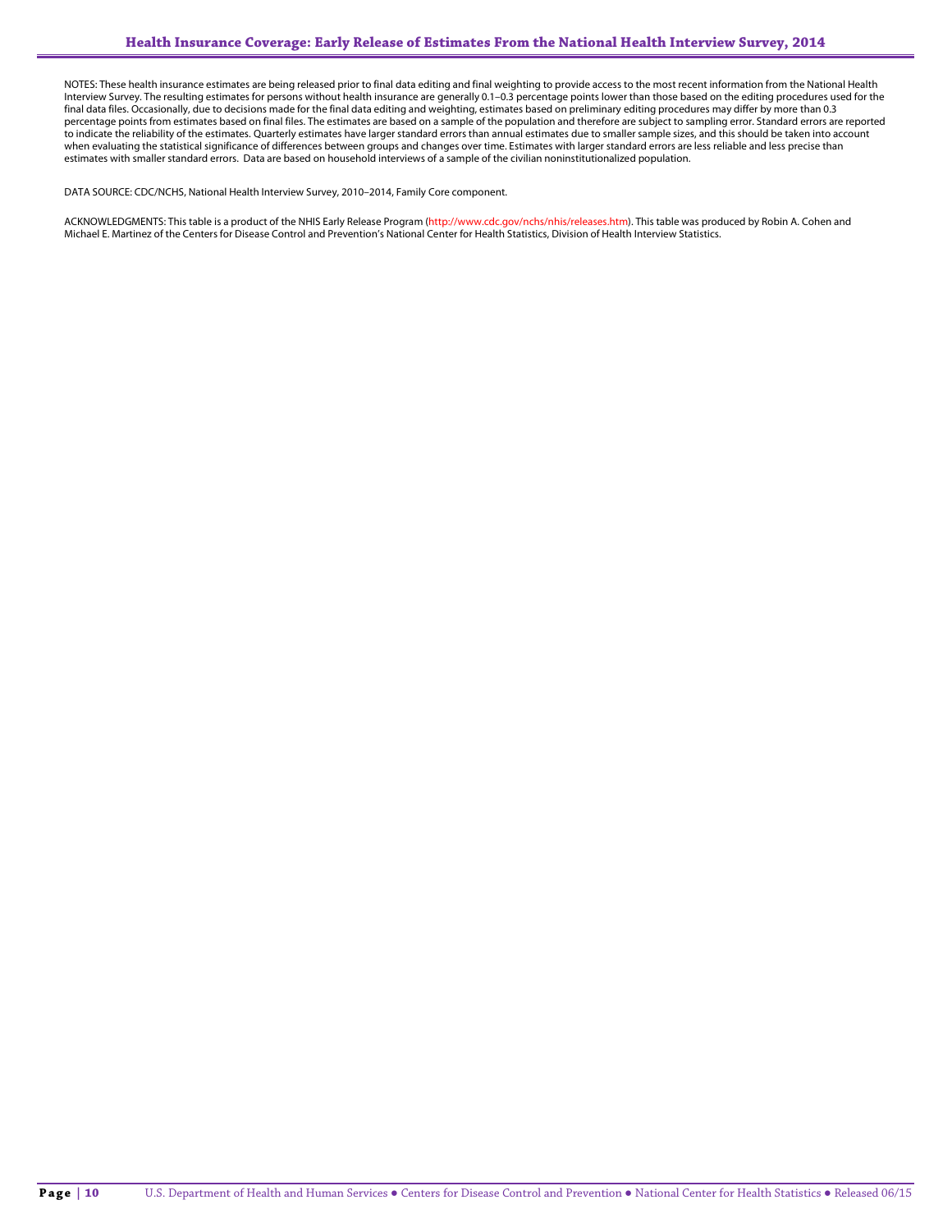NOTES: These health insurance estimates are being released prior to final data editing and final weighting to provide access to the most recent information from the National Health Interview Survey. The resulting estimates for persons without health insurance are generally 0.1–0.3 percentage points lower than those based on the editing procedures used for the final data files. Occasionally, due to decisions made for the final data editing and weighting, estimates based on preliminary editing procedures may differ by more than 0.3 percentage points from estimates based on final files. The estimates are based on a sample of the population and therefore are subject to sampling error. Standard errors are reported to indicate the reliability of the estimates. Quarterly estimates have larger standard errors than annual estimates due to smaller sample sizes, and this should be taken into account when evaluating the statistical significance of differences between groups and changes over time. Estimates with larger standard errors are less reliable and less precise than estimates with smaller standard errors. Data are based on household interviews of a sample of the civilian noninstitutionalized population.

DATA SOURCE: CDC/NCHS, National Health Interview Survey, 2010–2014, Family Core component.

ACKNOWLEDGMENTS: This table is a product of the NHIS Early Release Program (http://www.cdc.gov/nchs/nhis/releases.htm). This table was produced by Robin A. Cohen and Michael E. Martinez of the Centers for Disease Control and Prevention's National Center for Health Statistics, Division of Health Interview Statistics.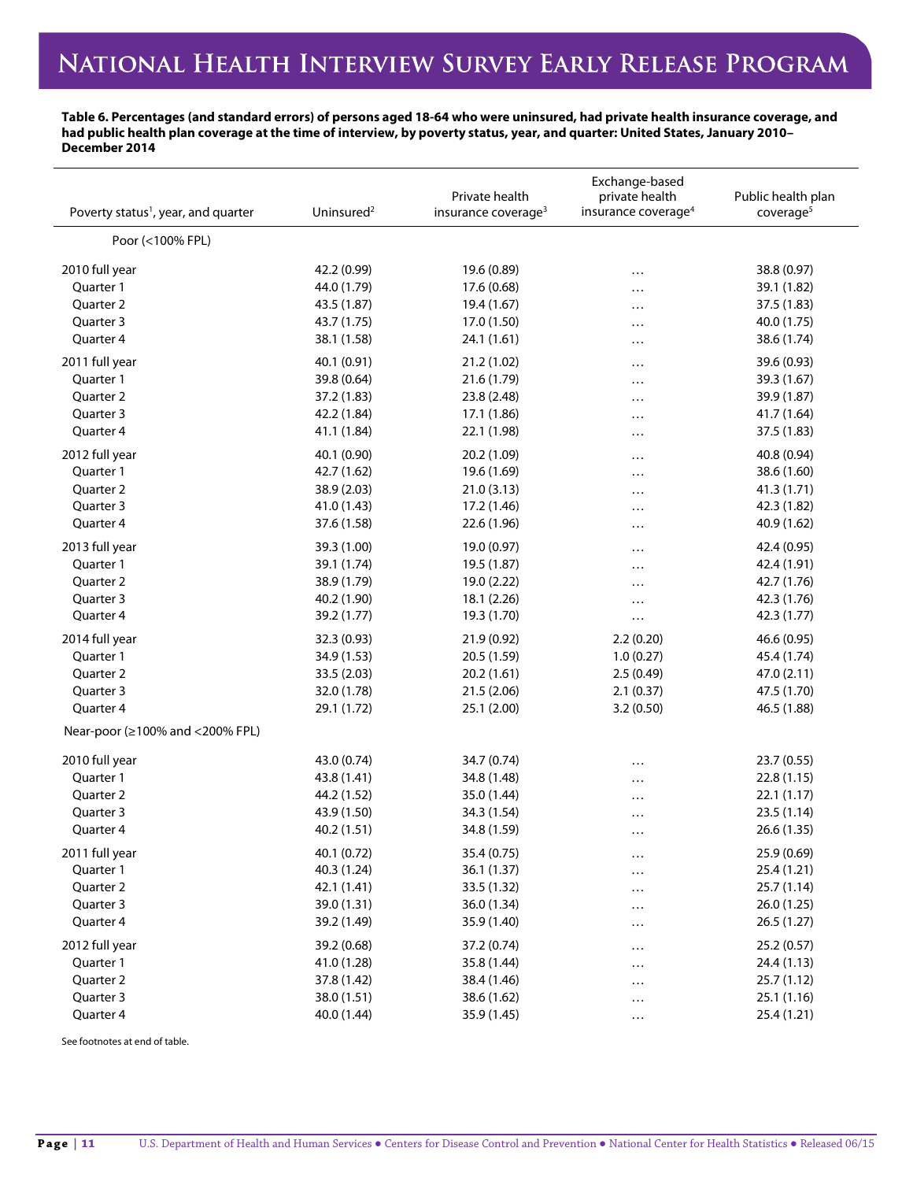**Table 6. Percentages (and standard errors) of persons aged 18-64 who were uninsured, had private health insurance coverage, and had public health plan coverage at the time of interview, by poverty status, year, and quarter: United States, January 2010–December 2014**

| Poverty status[1], year, and quarter | Uninsured[2] | Private health insurance coverage[3] | Exchange-based private health insurance coverage[4] | Public health plan coverage[5] |
|---|---|---|---|---|
| Poor (<100% FPL) | | | | |
| 2010 full year | 42.2 (0.99) | 19.6 (0.89) | … | 38.8 (0.97) |
| Quarter 1 | 44.0 (1.79) | 17.6 (0.68) | … | 39.1 (1.82) |
| Quarter 2 | 43.5 (1.87) | 19.4 (1.67) | … | 37.5 (1.83) |
| Quarter 3 | 43.7 (1.75) | 17.0 (1.50) | … | 40.0 (1.75) |
| Quarter 4 | 38.1 (1.58) | 24.1 (1.61) | … | 38.6 (1.74) |
| 2011 full year | 40.1 (0.91) | 21.2 (1.02) | … | 39.6 (0.93) |
| Quarter 1 | 39.8 (0.64) | 21.6 (1.79) | … | 39.3 (1.67) |
| Quarter 2 | 37.2 (1.83) | 23.8 (2.48) | … | 39.9 (1.87) |
| Quarter 3 | 42.2 (1.84) | 17.1 (1.86) | … | 41.7 (1.64) |
| Quarter 4 | 41.1 (1.84) | 22.1 (1.98) | … | 37.5 (1.83) |
| 2012 full year | 40.1 (0.90) | 20.2 (1.09) | … | 40.8 (0.94) |
| Quarter 1 | 42.7 (1.62) | 19.6 (1.69) | … | 38.6 (1.60) |
| Quarter 2 | 38.9 (2.03) | 21.0 (3.13) | … | 41.3 (1.71) |
| Quarter 3 | 41.0 (1.43) | 17.2 (1.46) | … | 42.3 (1.82) |
| Quarter 4 | 37.6 (1.58) | 22.6 (1.96) | … | 40.9 (1.62) |
| 2013 full year | 39.3 (1.00) | 19.0 (0.97) | … | 42.4 (0.95) |
| Quarter 1 | 39.1 (1.74) | 19.5 (1.87) | … | 42.4 (1.91) |
| Quarter 2 | 38.9 (1.79) | 19.0 (2.22) | … | 42.7 (1.76) |
| Quarter 3 | 40.2 (1.90) | 18.1 (2.26) | … | 42.3 (1.76) |
| Quarter 4 | 39.2 (1.77) | 19.3 (1.70) | … | 42.3 (1.77) |
| 2014 full year | 32.3 (0.93) | 21.9 (0.92) | 2.2 (0.20) | 46.6 (0.95) |
| Quarter 1 | 34.9 (1.53) | 20.5 (1.59) | 1.0 (0.27) | 45.4 (1.74) |
| Quarter 2 | 33.5 (2.03) | 20.2 (1.61) | 2.5 (0.49) | 47.0 (2.11) |
| Quarter 3 | 32.0 (1.78) | 21.5 (2.06) | 2.1 (0.37) | 47.5 (1.70) |
| Quarter 4 | 29.1 (1.72) | 25.1 (2.00) | 3.2 (0.50) | 46.5 (1.88) |
| Near-poor (≥100% and <200% FPL) | | | | |
| 2010 full year | 43.0 (0.74) | 34.7 (0.74) | … | 23.7 (0.55) |
| Quarter 1 | 43.8 (1.41) | 34.8 (1.48) | … | 22.8 (1.15) |
| Quarter 2 | 44.2 (1.52) | 35.0 (1.44) | … | 22.1 (1.17) |
| Quarter 3 | 43.9 (1.50) | 34.3 (1.54) | … | 23.5 (1.14) |
| Quarter 4 | 40.2 (1.51) | 34.8 (1.59) | … | 26.6 (1.35) |
| 2011 full year | 40.1 (0.72) | 35.4 (0.75) | … | 25.9 (0.69) |
| Quarter 1 | 40.3 (1.24) | 36.1 (1.37) | … | 25.4 (1.21) |
| Quarter 2 | 42.1 (1.41) | 33.5 (1.32) | … | 25.7 (1.14) |
| Quarter 3 | 39.0 (1.31) | 36.0 (1.34) | … | 26.0 (1.25) |
| Quarter 4 | 39.2 (1.49) | 35.9 (1.40) | … | 26.5 (1.27) |
| 2012 full year | 39.2 (0.68) | 37.2 (0.74) | … | 25.2 (0.57) |
| Quarter 1 | 41.0 (1.28) | 35.8 (1.44) | … | 24.4 (1.13) |
| Quarter 2 | 37.8 (1.42) | 38.4 (1.46) | … | 25.7 (1.12) |
| Quarter 3 | 38.0 (1.51) | 38.6 (1.62) | … | 25.1 (1.16) |
| Quarter 4 | 40.0 (1.44) | 35.9 (1.45) | … | 25.4 (1.21) |

See footnotes at end of table.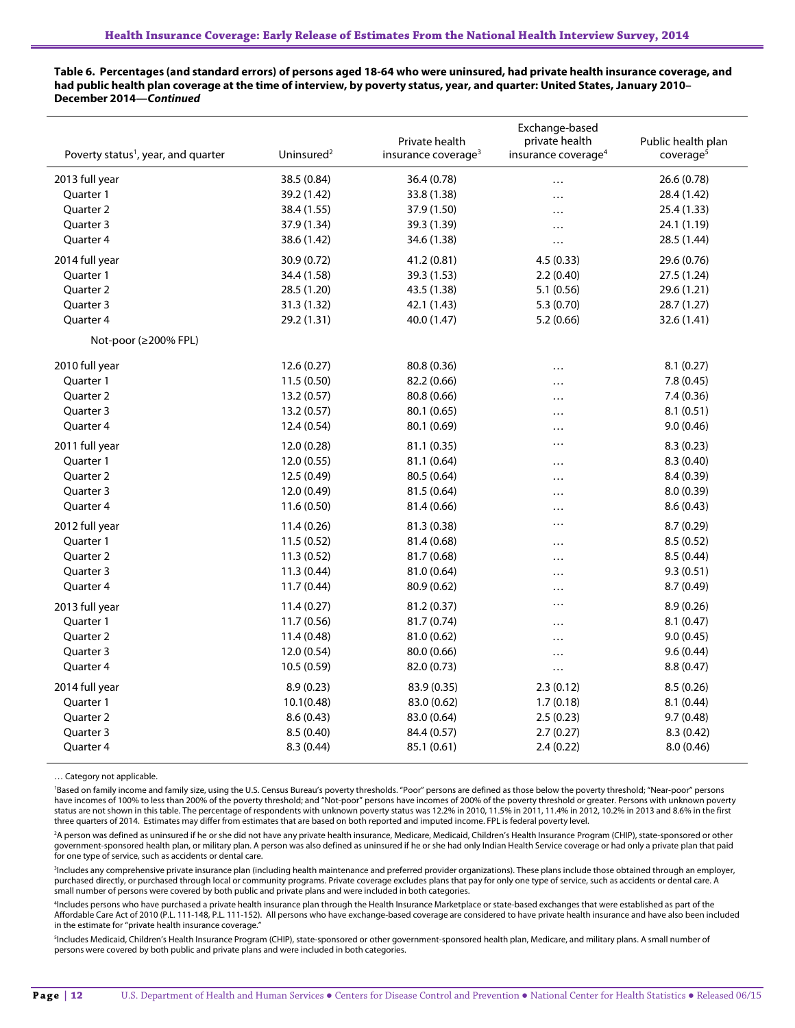**Table 6. Percentages (and standard errors) of persons aged 18-64 who were uninsured, had private health insurance coverage, and had public health plan coverage at the time of interview, by poverty status, year, and quarter: United States, January 2010–December 2014—*Continued***

| Poverty status[1], year, and quarter | Uninsured[2] | Private health insurance coverage[3] | Exchange-based private health insurance coverage[4] | Public health plan coverage[5] |
|---|---|---|---|---|
| 2013 full year | 38.5 (0.84) | 36.4 (0.78) | … | 26.6 (0.78) |
| Quarter 1 | 39.2 (1.42) | 33.8 (1.38) | … | 28.4 (1.42) |
| Quarter 2 | 38.4 (1.55) | 37.9 (1.50) | … | 25.4 (1.33) |
| Quarter 3 | 37.9 (1.34) | 39.3 (1.39) | … | 24.1 (1.19) |
| Quarter 4 | 38.6 (1.42) | 34.6 (1.38) | … | 28.5 (1.44) |
| 2014 full year | 30.9 (0.72) | 41.2 (0.81) | 4.5 (0.33) | 29.6 (0.76) |
| Quarter 1 | 34.4 (1.58) | 39.3 (1.53) | 2.2 (0.40) | 27.5 (1.24) |
| Quarter 2 | 28.5 (1.20) | 43.5 (1.38) | 5.1 (0.56) | 29.6 (1.21) |
| Quarter 3 | 31.3 (1.32) | 42.1 (1.43) | 5.3 (0.70) | 28.7 (1.27) |
| Quarter 4 | 29.2 (1.31) | 40.0 (1.47) | 5.2 (0.66) | 32.6 (1.41) |
| Not-poor (≥200% FPL) | | | | |
| 2010 full year | 12.6 (0.27) | 80.8 (0.36) | … | 8.1 (0.27) |
| Quarter 1 | 11.5 (0.50) | 82.2 (0.66) | … | 7.8 (0.45) |
| Quarter 2 | 13.2 (0.57) | 80.8 (0.66) | … | 7.4 (0.36) |
| Quarter 3 | 13.2 (0.57) | 80.1 (0.65) | … | 8.1 (0.51) |
| Quarter 4 | 12.4 (0.54) | 80.1 (0.69) | … | 9.0 (0.46) |
| 2011 full year | 12.0 (0.28) | 81.1 (0.35) | … | 8.3 (0.23) |
| Quarter 1 | 12.0 (0.55) | 81.1 (0.64) | … | 8.3 (0.40) |
| Quarter 2 | 12.5 (0.49) | 80.5 (0.64) | … | 8.4 (0.39) |
| Quarter 3 | 12.0 (0.49) | 81.5 (0.64) | … | 8.0 (0.39) |
| Quarter 4 | 11.6 (0.50) | 81.4 (0.66) | … | 8.6 (0.43) |
| 2012 full year | 11.4 (0.26) | 81.3 (0.38) | … | 8.7 (0.29) |
| Quarter 1 | 11.5 (0.52) | 81.4 (0.68) | … | 8.5 (0.52) |
| Quarter 2 | 11.3 (0.52) | 81.7 (0.68) | … | 8.5 (0.44) |
| Quarter 3 | 11.3 (0.44) | 81.0 (0.64) | … | 9.3 (0.51) |
| Quarter 4 | 11.7 (0.44) | 80.9 (0.62) | … | 8.7 (0.49) |
| 2013 full year | 11.4 (0.27) | 81.2 (0.37) | … | 8.9 (0.26) |
| Quarter 1 | 11.7 (0.56) | 81.7 (0.74) | … | 8.1 (0.47) |
| Quarter 2 | 11.4 (0.48) | 81.0 (0.62) | … | 9.0 (0.45) |
| Quarter 3 | 12.0 (0.54) | 80.0 (0.66) | … | 9.6 (0.44) |
| Quarter 4 | 10.5 (0.59) | 82.0 (0.73) | … | 8.8 (0.47) |
| 2014 full year | 8.9 (0.23) | 83.9 (0.35) | 2.3 (0.12) | 8.5 (0.26) |
| Quarter 1 | 10.1(0.48) | 83.0 (0.62) | 1.7 (0.18) | 8.1 (0.44) |
| Quarter 2 | 8.6 (0.43) | 83.0 (0.64) | 2.5 (0.23) | 9.7 (0.48) |
| Quarter 3 | 8.5 (0.40) | 84.4 (0.57) | 2.7 (0.27) | 8.3 (0.42) |
| Quarter 4 | 8.3 (0.44) | 85.1 (0.61) | 2.4 (0.22) | 8.0 (0.46) |

… Category not applicable.

[1]Based on family income and family size, using the U.S. Census Bureau's poverty thresholds. "Poor" persons are defined as those below the poverty threshold; "Near-poor" persons have incomes of 100% to less than 200% of the poverty threshold; and "Not-poor" persons have incomes of 200% of the poverty threshold or greater. Persons with unknown poverty status are not shown in this table. The percentage of respondents with unknown poverty status was 12.2% in 2010, 11.5% in 2011, 11.4% in 2012, 10.2% in 2013 and 8.6% in the first three quarters of 2014. Estimates may differ from estimates that are based on both reported and imputed income. FPL is federal poverty level.

[2]A person was defined as uninsured if he or she did not have any private health insurance, Medicare, Medicaid, Children's Health Insurance Program (CHIP), state-sponsored or other government-sponsored health plan, or military plan. A person was also defined as uninsured if he or she had only Indian Health Service coverage or had only a private plan that paid for one type of service, such as accidents or dental care.

[3]Includes any comprehensive private insurance plan (including health maintenance and preferred provider organizations). These plans include those obtained through an employer, purchased directly, or purchased through local or community programs. Private coverage excludes plans that pay for only one type of service, such as accidents or dental care. A small number of persons were covered by both public and private plans and were included in both categories.

[4]Includes persons who have purchased a private health insurance plan through the Health Insurance Marketplace or state-based exchanges that were established as part of the Affordable Care Act of 2010 (P.L. 111-148, P.L. 111-152). All persons who have exchange-based coverage are considered to have private health insurance and have also been included in the estimate for "private health insurance coverage."

[5]Includes Medicaid, Children's Health Insurance Program (CHIP), state-sponsored or other government-sponsored health plan, Medicare, and military plans. A small number of persons were covered by both public and private plans and were included in both categories.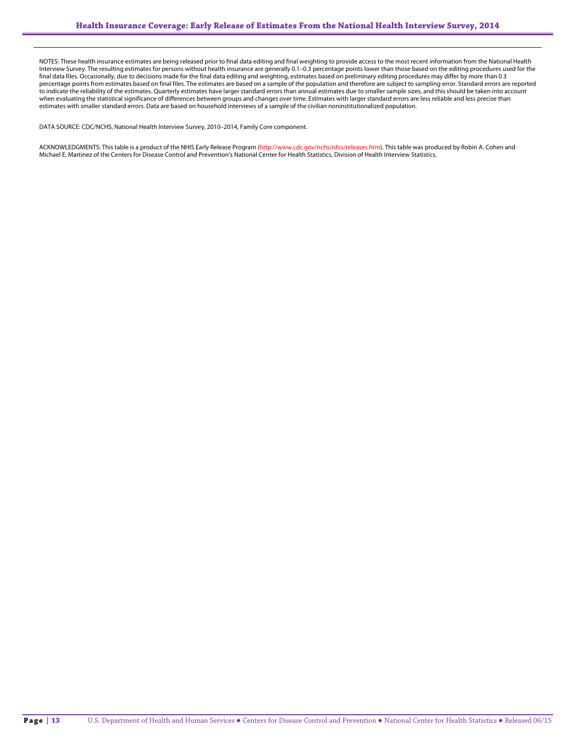NOTES: These health insurance estimates are being released prior to final data editing and final weighting to provide access to the most recent information from the National Health Interview Survey. The resulting estimates for persons without health insurance are generally 0.1–0.3 percentage points lower than those based on the editing procedures used for the final data files. Occasionally, due to decisions made for the final data editing and weighting, estimates based on preliminary editing procedures may differ by more than 0.3 percentage points from estimates based on final files. The estimates are based on a sample of the population and therefore are subject to sampling error. Standard errors are reported to indicate the reliability of the estimates. Quarterly estimates have larger standard errors than annual estimates due to smaller sample sizes, and this should be taken into account when evaluating the statistical significance of differences between groups and changes over time. Estimates with larger standard errors are less reliable and less precise than estimates with smaller standard errors. Data are based on household interviews of a sample of the civilian noninstitutionalized population.

DATA SOURCE: CDC/NCHS, National Health Interview Survey, 2010–2014, Family Core component.

ACKNOWLEDGMENTS: This table is a product of the NHIS Early Release Program (http://www.cdc.gov/nchs/nhis/releases.htm). This table was produced by Robin A. Cohen and Michael E. Martinez of the Centers for Disease Control and Prevention's National Center for Health Statistics, Division of Health Interview Statistics.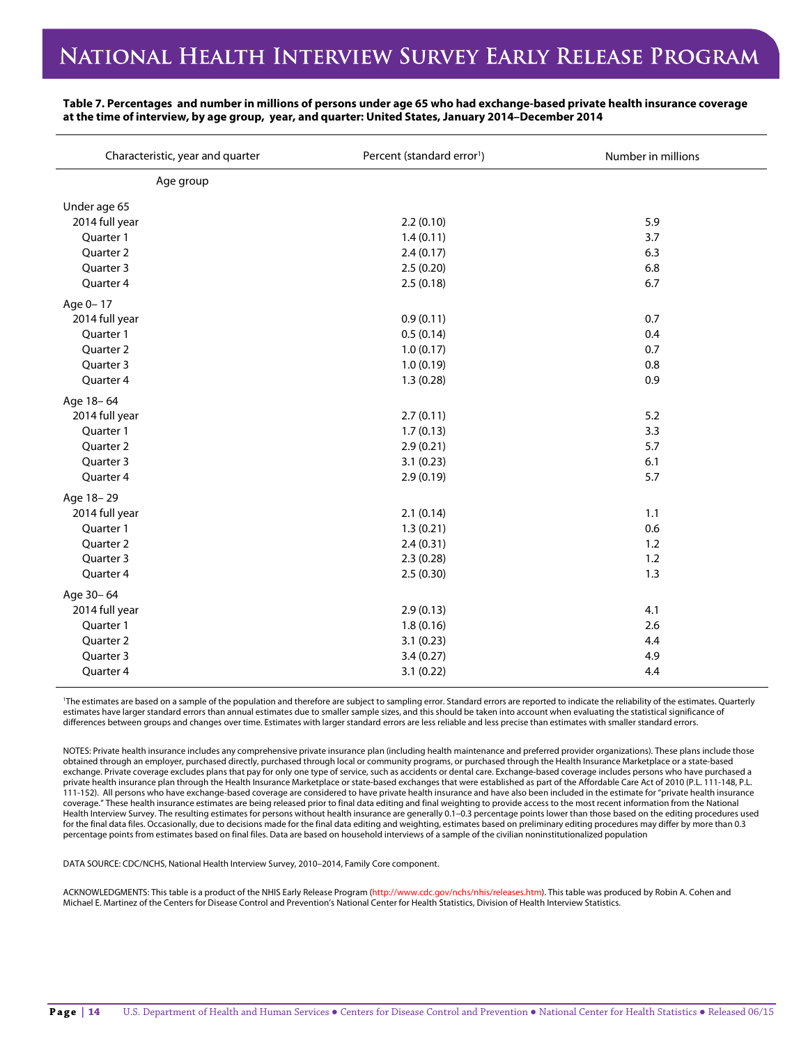# National Health Interview Survey Early Release Program

**Table 7. Percentages and number in millions of persons under age 65 who had exchange-based private health insurance coverage at the time of interview, by age group, year, and quarter: United States, January 2014–December 2014**

| Characteristic, year and quarter | Percent (standard error[1]) | Number in millions |
|---|---|---|
| Age group | | |
| Under age 65 | | |
| 2014 full year | 2.2 (0.10) | 5.9 |
| Quarter 1 | 1.4 (0.11) | 3.7 |
| Quarter 2 | 2.4 (0.17) | 6.3 |
| Quarter 3 | 2.5 (0.20) | 6.8 |
| Quarter 4 | 2.5 (0.18) | 6.7 |
| Age 0– 17 | | |
| 2014 full year | 0.9 (0.11) | 0.7 |
| Quarter 1 | 0.5 (0.14) | 0.4 |
| Quarter 2 | 1.0 (0.17) | 0.7 |
| Quarter 3 | 1.0 (0.19) | 0.8 |
| Quarter 4 | 1.3 (0.28) | 0.9 |
| Age 18– 64 | | |
| 2014 full year | 2.7 (0.11) | 5.2 |
| Quarter 1 | 1.7 (0.13) | 3.3 |
| Quarter 2 | 2.9 (0.21) | 5.7 |
| Quarter 3 | 3.1 (0.23) | 6.1 |
| Quarter 4 | 2.9 (0.19) | 5.7 |
| Age 18– 29 | | |
| 2014 full year | 2.1 (0.14) | 1.1 |
| Quarter 1 | 1.3 (0.21) | 0.6 |
| Quarter 2 | 2.4 (0.31) | 1.2 |
| Quarter 3 | 2.3 (0.28) | 1.2 |
| Quarter 4 | 2.5 (0.30) | 1.3 |
| Age 30– 64 | | |
| 2014 full year | 2.9 (0.13) | 4.1 |
| Quarter 1 | 1.8 (0.16) | 2.6 |
| Quarter 2 | 3.1 (0.23) | 4.4 |
| Quarter 3 | 3.4 (0.27) | 4.9 |
| Quarter 4 | 3.1 (0.22) | 4.4 |

[1]The estimates are based on a sample of the population and therefore are subject to sampling error. Standard errors are reported to indicate the reliability of the estimates. Quarterly estimates have larger standard errors than annual estimates due to smaller sample sizes, and this should be taken into account when evaluating the statistical significance of differences between groups and changes over time. Estimates with larger standard errors are less reliable and less precise than estimates with smaller standard errors.

NOTES: Private health insurance includes any comprehensive private insurance plan (including health maintenance and preferred provider organizations). These plans include those obtained through an employer, purchased directly, purchased through local or community programs, or purchased through the Health Insurance Marketplace or a state-based exchange. Private coverage excludes plans that pay for only one type of service, such as accidents or dental care. Exchange-based coverage includes persons who have purchased a private health insurance plan through the Health Insurance Marketplace or state-based exchanges that were established as part of the Affordable Care Act of 2010 (P.L. 111-148, P.L. 111-152). All persons who have exchange-based coverage are considered to have private health insurance and have also been included in the estimate for "private health insurance coverage." These health insurance estimates are being released prior to final data editing and final weighting to provide access to the most recent information from the National Health Interview Survey. The resulting estimates for persons without health insurance are generally 0.1–0.3 percentage points lower than those based on the editing procedures used for the final data files. Occasionally, due to decisions made for the final data editing and weighting, estimates based on preliminary editing procedures may differ by more than 0.3 percentage points from estimates based on final files. Data are based on household interviews of a sample of the civilian noninstitutionalized population

DATA SOURCE: CDC/NCHS, National Health Interview Survey, 2010–2014, Family Core component.

ACKNOWLEDGMENTS: This table is a product of the NHIS Early Release Program (http://www.cdc.gov/nchs/nhis/releases.htm). This table was produced by Robin A. Cohen and Michael E. Martinez of the Centers for Disease Control and Prevention's National Center for Health Statistics, Division of Health Interview Statistics.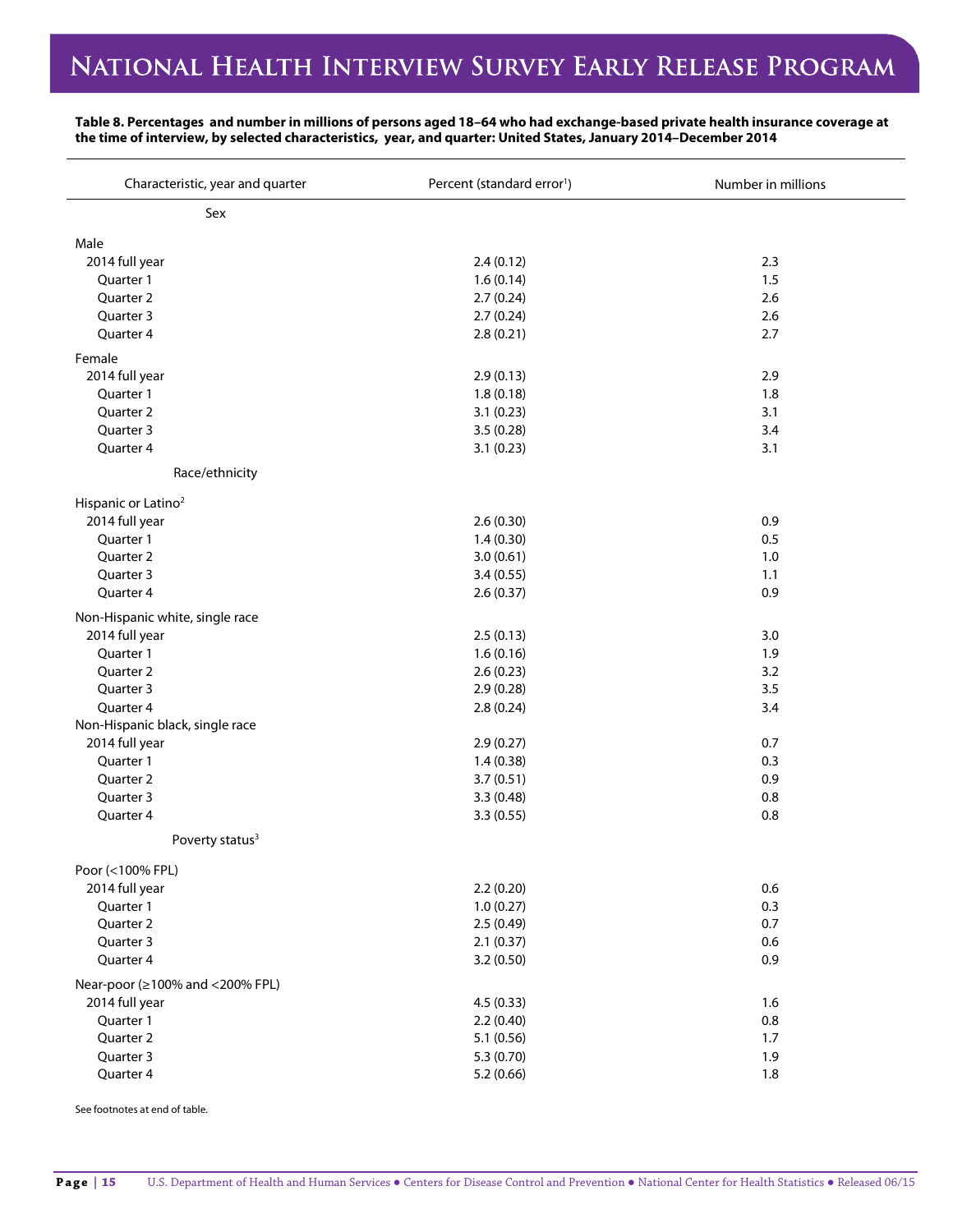**Table 8. Percentages and number in millions of persons aged 18–64 who had exchange-based private health insurance coverage at the time of interview, by selected characteristics, year, and quarter: United States, January 2014–December 2014**

| Characteristic, year and quarter | Percent (standard error[1]) | Number in millions |
|---|---|---|
| **Sex** | | |
| Male | | |
| 2014 full year | 2.4 (0.12) | 2.3 |
| Quarter 1 | 1.6 (0.14) | 1.5 |
| Quarter 2 | 2.7 (0.24) | 2.6 |
| Quarter 3 | 2.7 (0.24) | 2.6 |
| Quarter 4 | 2.8 (0.21) | 2.7 |
| Female | | |
| 2014 full year | 2.9 (0.13) | 2.9 |
| Quarter 1 | 1.8 (0.18) | 1.8 |
| Quarter 2 | 3.1 (0.23) | 3.1 |
| Quarter 3 | 3.5 (0.28) | 3.4 |
| Quarter 4 | 3.1 (0.23) | 3.1 |
| **Race/ethnicity** | | |
| Hispanic or Latino[2] | | |
| 2014 full year | 2.6 (0.30) | 0.9 |
| Quarter 1 | 1.4 (0.30) | 0.5 |
| Quarter 2 | 3.0 (0.61) | 1.0 |
| Quarter 3 | 3.4 (0.55) | 1.1 |
| Quarter 4 | 2.6 (0.37) | 0.9 |
| Non-Hispanic white, single race | | |
| 2014 full year | 2.5 (0.13) | 3.0 |
| Quarter 1 | 1.6 (0.16) | 1.9 |
| Quarter 2 | 2.6 (0.23) | 3.2 |
| Quarter 3 | 2.9 (0.28) | 3.5 |
| Quarter 4 | 2.8 (0.24) | 3.4 |
| Non-Hispanic black, single race | | |
| 2014 full year | 2.9 (0.27) | 0.7 |
| Quarter 1 | 1.4 (0.38) | 0.3 |
| Quarter 2 | 3.7 (0.51) | 0.9 |
| Quarter 3 | 3.3 (0.48) | 0.8 |
| Quarter 4 | 3.3 (0.55) | 0.8 |
| **Poverty status[3]** | | |
| Poor (<100% FPL) | | |
| 2014 full year | 2.2 (0.20) | 0.6 |
| Quarter 1 | 1.0 (0.27) | 0.3 |
| Quarter 2 | 2.5 (0.49) | 0.7 |
| Quarter 3 | 2.1 (0.37) | 0.6 |
| Quarter 4 | 3.2 (0.50) | 0.9 |
| Near-poor (≥100% and <200% FPL) | | |
| 2014 full year | 4.5 (0.33) | 1.6 |
| Quarter 1 | 2.2 (0.40) | 0.8 |
| Quarter 2 | 5.1 (0.56) | 1.7 |
| Quarter 3 | 5.3 (0.70) | 1.9 |
| Quarter 4 | 5.2 (0.66) | 1.8 |

See footnotes at end of table.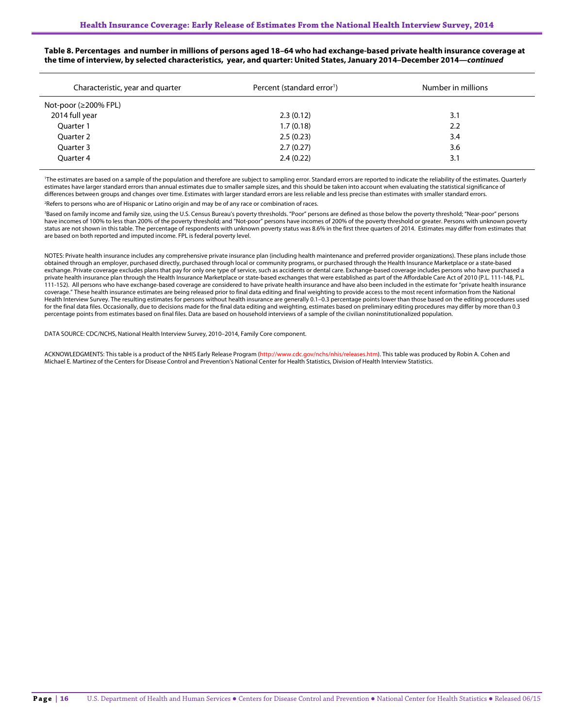**Table 8. Percentages and number in millions of persons aged 18–64 who had exchange-based private health insurance coverage at the time of interview, by selected characteristics, year, and quarter: United States, January 2014–December 2014—*continued***

| Characteristic, year and quarter | Percent (standard error[1]) | Number in millions |
|---|---|---|
| Not-poor (≥200% FPL) | | |
| 2014 full year | 2.3 (0.12) | 3.1 |
| Quarter 1 | 1.7 (0.18) | 2.2 |
| Quarter 2 | 2.5 (0.23) | 3.4 |
| Quarter 3 | 2.7 (0.27) | 3.6 |
| Quarter 4 | 2.4 (0.22) | 3.1 |

[1]The estimates are based on a sample of the population and therefore are subject to sampling error. Standard errors are reported to indicate the reliability of the estimates. Quarterly estimates have larger standard errors than annual estimates due to smaller sample sizes, and this should be taken into account when evaluating the statistical significance of differences between groups and changes over time. Estimates with larger standard errors are less reliable and less precise than estimates with smaller standard errors.

[2]Refers to persons who are of Hispanic or Latino origin and may be of any race or combination of races.

[3]Based on family income and family size, using the U.S. Census Bureau's poverty thresholds. "Poor" persons are defined as those below the poverty threshold; "Near-poor" persons have incomes of 100% to less than 200% of the poverty threshold; and "Not-poor" persons have incomes of 200% of the poverty threshold or greater. Persons with unknown poverty status are not shown in this table. The percentage of respondents with unknown poverty status was 8.6% in the first three quarters of 2014. Estimates may differ from estimates that are based on both reported and imputed income. FPL is federal poverty level.

NOTES: Private health insurance includes any comprehensive private insurance plan (including health maintenance and preferred provider organizations). These plans include those obtained through an employer, purchased directly, purchased through local or community programs, or purchased through the Health Insurance Marketplace or a state-based exchange. Private coverage excludes plans that pay for only one type of service, such as accidents or dental care. Exchange-based coverage includes persons who have purchased a private health insurance plan through the Health Insurance Marketplace or state-based exchanges that were established as part of the Affordable Care Act of 2010 (P.L. 111-148, P.L. 111-152). All persons who have exchange-based coverage are considered to have private health insurance and have also been included in the estimate for "private health insurance coverage." These health insurance estimates are being released prior to final data editing and final weighting to provide access to the most recent information from the National Health Interview Survey. The resulting estimates for persons without health insurance are generally 0.1–0.3 percentage points lower than those based on the editing procedures used for the final data files. Occasionally, due to decisions made for the final data editing and weighting, estimates based on preliminary editing procedures may differ by more than 0.3 percentage points from estimates based on final files. Data are based on household interviews of a sample of the civilian noninstitutionalized population.

DATA SOURCE: CDC/NCHS, National Health Interview Survey, 2010–2014, Family Core component.

ACKNOWLEDGMENTS: This table is a product of the NHIS Early Release Program (http://www.cdc.gov/nchs/nhis/releases.htm). This table was produced by Robin A. Cohen and Michael E. Martinez of the Centers for Disease Control and Prevention's National Center for Health Statistics, Division of Health Interview Statistics.